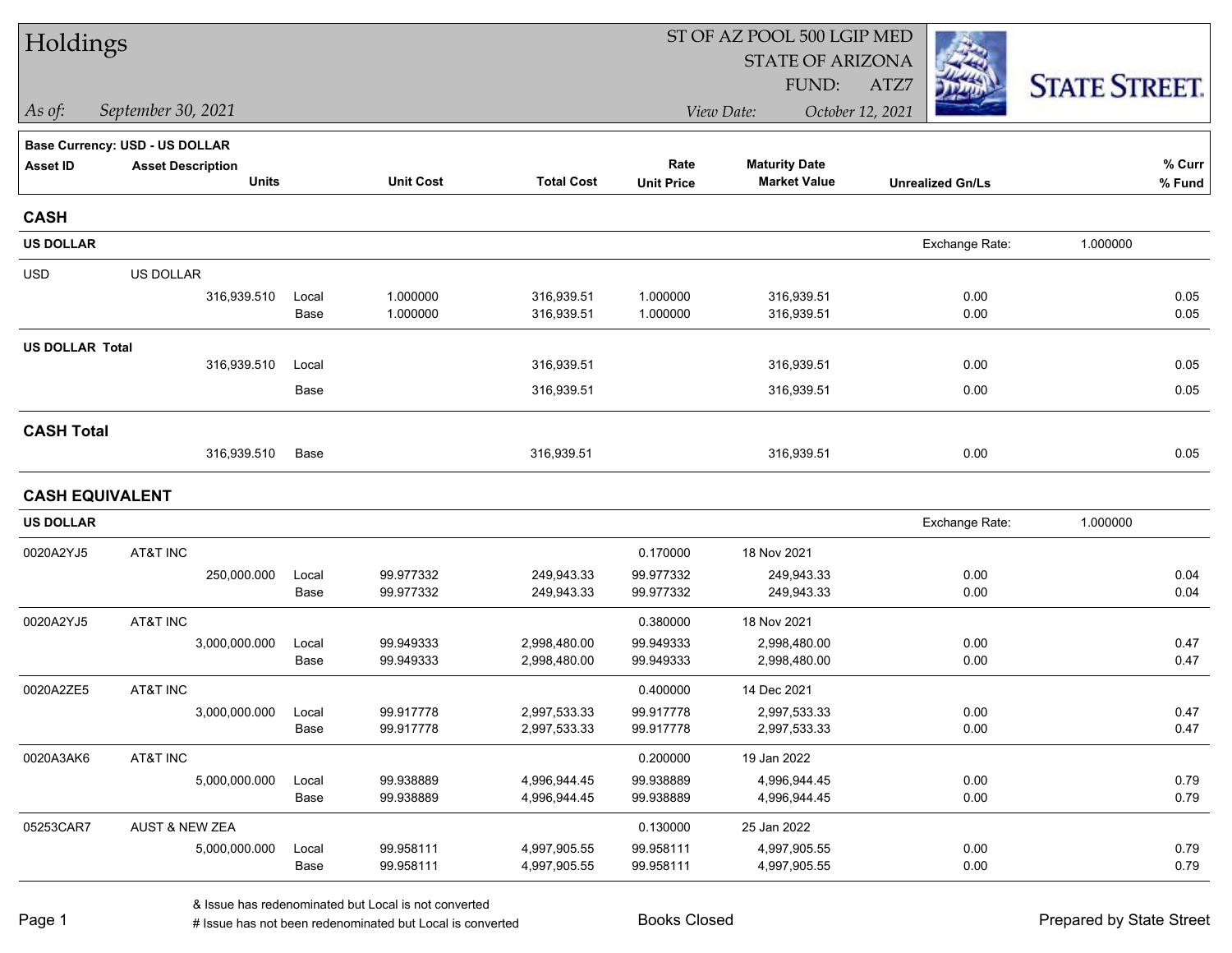# Holdings

ST OF AZ POOL 500 LGIP MED
STATE OF ARIZONA
FUND: ATZ7

*As of:* *September 30, 2021*

*View Date:* *October 12, 2021*

STATE STREET.

**Base Currency: USD - US DOLLAR**

| Asset ID | Asset Description / Units | | Unit Cost | Total Cost | Rate / Unit Price | Maturity Date / Market Value | Unrealized Gn/Ls | % Curr / % Fund |
|---|---|---|---|---|---|---|---|---|
| **CASH** | | | | | | | | |
| **US DOLLAR** | | | | | | | Exchange Rate: | 1.000000 |
| USD | US DOLLAR | | | | | | | |
| | 316,939.510 | Local | 1.000000 | 316,939.51 | 1.000000 | 316,939.51 | 0.00 | 0.05 |
| | | Base | 1.000000 | 316,939.51 | 1.000000 | 316,939.51 | 0.00 | 0.05 |
| **US DOLLAR Total** | | | | | | | | |
| | 316,939.510 | Local | | 316,939.51 | | 316,939.51 | 0.00 | 0.05 |
| | | Base | | 316,939.51 | | 316,939.51 | 0.00 | 0.05 |
| **CASH Total** | | | | | | | | |
| | 316,939.510 | Base | | 316,939.51 | | 316,939.51 | 0.00 | 0.05 |
| **CASH EQUIVALENT** | | | | | | | | |
| **US DOLLAR** | | | | | | | Exchange Rate: | 1.000000 |
| 0020A2YJ5 | AT&T INC | | | | 0.170000 | 18 Nov 2021 | | |
| | 250,000.000 | Local | 99.977332 | 249,943.33 | 99.977332 | 249,943.33 | 0.00 | 0.04 |
| | | Base | 99.977332 | 249,943.33 | 99.977332 | 249,943.33 | 0.00 | 0.04 |
| 0020A2YJ5 | AT&T INC | | | | 0.380000 | 18 Nov 2021 | | |
| | 3,000,000.000 | Local | 99.949333 | 2,998,480.00 | 99.949333 | 2,998,480.00 | 0.00 | 0.47 |
| | | Base | 99.949333 | 2,998,480.00 | 99.949333 | 2,998,480.00 | 0.00 | 0.47 |
| 0020A2ZE5 | AT&T INC | | | | 0.400000 | 14 Dec 2021 | | |
| | 3,000,000.000 | Local | 99.917778 | 2,997,533.33 | 99.917778 | 2,997,533.33 | 0.00 | 0.47 |
| | | Base | 99.917778 | 2,997,533.33 | 99.917778 | 2,997,533.33 | 0.00 | 0.47 |
| 0020A3AK6 | AT&T INC | | | | 0.200000 | 19 Jan 2022 | | |
| | 5,000,000.000 | Local | 99.938889 | 4,996,944.45 | 99.938889 | 4,996,944.45 | 0.00 | 0.79 |
| | | Base | 99.938889 | 4,996,944.45 | 99.938889 | 4,996,944.45 | 0.00 | 0.79 |
| 05253CAR7 | AUST & NEW ZEA | | | | 0.130000 | 25 Jan 2022 | | |
| | 5,000,000.000 | Local | 99.958111 | 4,997,905.55 | 99.958111 | 4,997,905.55 | 0.00 | 0.79 |
| | | Base | 99.958111 | 4,997,905.55 | 99.958111 | 4,997,905.55 | 0.00 | 0.79 |

& Issue has redenominated but Local is not converted
# Issue has not been redenominated but Local is converted

Books Closed

Prepared by State Street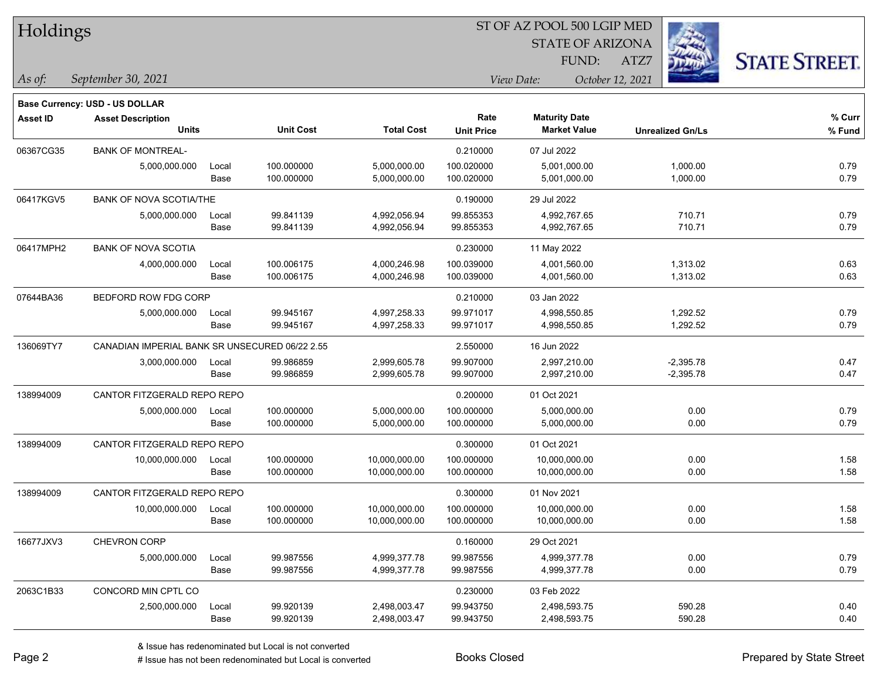# Holdings

ST OF AZ POOL 500 LGIP MED
STATE OF ARIZONA
FUND: ATZ7

*As of:* *September 30, 2021*

*View Date:* *October 12, 2021*

**Base Currency: USD - US DOLLAR**

| Asset ID | Asset Description / Units | | Unit Cost | Total Cost | Rate / Unit Price | Maturity Date / Market Value | Unrealized Gn/Ls | % Curr / % Fund |
|---|---|---|---|---|---|---|---|---|
| 06367CG35 | BANK OF MONTREAL- | | | | 0.210000 | 07 Jul 2022 | | |
| | 5,000,000.000 | Local | 100.000000 | 5,000,000.00 | 100.020000 | 5,001,000.00 | 1,000.00 | 0.79 |
| | | Base | 100.000000 | 5,000,000.00 | 100.020000 | 5,001,000.00 | 1,000.00 | 0.79 |
| 06417KGV5 | BANK OF NOVA SCOTIA/THE | | | | 0.190000 | 29 Jul 2022 | | |
| | 5,000,000.000 | Local | 99.841139 | 4,992,056.94 | 99.855353 | 4,992,767.65 | 710.71 | 0.79 |
| | | Base | 99.841139 | 4,992,056.94 | 99.855353 | 4,992,767.65 | 710.71 | 0.79 |
| 06417MPH2 | BANK OF NOVA SCOTIA | | | | 0.230000 | 11 May 2022 | | |
| | 4,000,000.000 | Local | 100.006175 | 4,000,246.98 | 100.039000 | 4,001,560.00 | 1,313.02 | 0.63 |
| | | Base | 100.006175 | 4,000,246.98 | 100.039000 | 4,001,560.00 | 1,313.02 | 0.63 |
| 07644BA36 | BEDFORD ROW FDG CORP | | | | 0.210000 | 03 Jan 2022 | | |
| | 5,000,000.000 | Local | 99.945167 | 4,997,258.33 | 99.971017 | 4,998,550.85 | 1,292.52 | 0.79 |
| | | Base | 99.945167 | 4,997,258.33 | 99.971017 | 4,998,550.85 | 1,292.52 | 0.79 |
| 136069TY7 | CANADIAN IMPERIAL BANK SR UNSECURED 06/22 2.55 | | | | 2.550000 | 16 Jun 2022 | | |
| | 3,000,000.000 | Local | 99.986859 | 2,999,605.78 | 99.907000 | 2,997,210.00 | -2,395.78 | 0.47 |
| | | Base | 99.986859 | 2,999,605.78 | 99.907000 | 2,997,210.00 | -2,395.78 | 0.47 |
| 138994009 | CANTOR FITZGERALD REPO REPO | | | | 0.200000 | 01 Oct 2021 | | |
| | 5,000,000.000 | Local | 100.000000 | 5,000,000.00 | 100.000000 | 5,000,000.00 | 0.00 | 0.79 |
| | | Base | 100.000000 | 5,000,000.00 | 100.000000 | 5,000,000.00 | 0.00 | 0.79 |
| 138994009 | CANTOR FITZGERALD REPO REPO | | | | 0.300000 | 01 Oct 2021 | | |
| | 10,000,000.000 | Local | 100.000000 | 10,000,000.00 | 100.000000 | 10,000,000.00 | 0.00 | 1.58 |
| | | Base | 100.000000 | 10,000,000.00 | 100.000000 | 10,000,000.00 | 0.00 | 1.58 |
| 138994009 | CANTOR FITZGERALD REPO REPO | | | | 0.300000 | 01 Nov 2021 | | |
| | 10,000,000.000 | Local | 100.000000 | 10,000,000.00 | 100.000000 | 10,000,000.00 | 0.00 | 1.58 |
| | | Base | 100.000000 | 10,000,000.00 | 100.000000 | 10,000,000.00 | 0.00 | 1.58 |
| 16677JXV3 | CHEVRON CORP | | | | 0.160000 | 29 Oct 2021 | | |
| | 5,000,000.000 | Local | 99.987556 | 4,999,377.78 | 99.987556 | 4,999,377.78 | 0.00 | 0.79 |
| | | Base | 99.987556 | 4,999,377.78 | 99.987556 | 4,999,377.78 | 0.00 | 0.79 |
| 2063C1B33 | CONCORD MIN CPTL CO | | | | 0.230000 | 03 Feb 2022 | | |
| | 2,500,000.000 | Local | 99.920139 | 2,498,003.47 | 99.943750 | 2,498,593.75 | 590.28 | 0.40 |
| | | Base | 99.920139 | 2,498,003.47 | 99.943750 | 2,498,593.75 | 590.28 | 0.40 |

& Issue has redenominated but Local is not converted
# Issue has not been redenominated but Local is converted

Books Closed

Prepared by State Street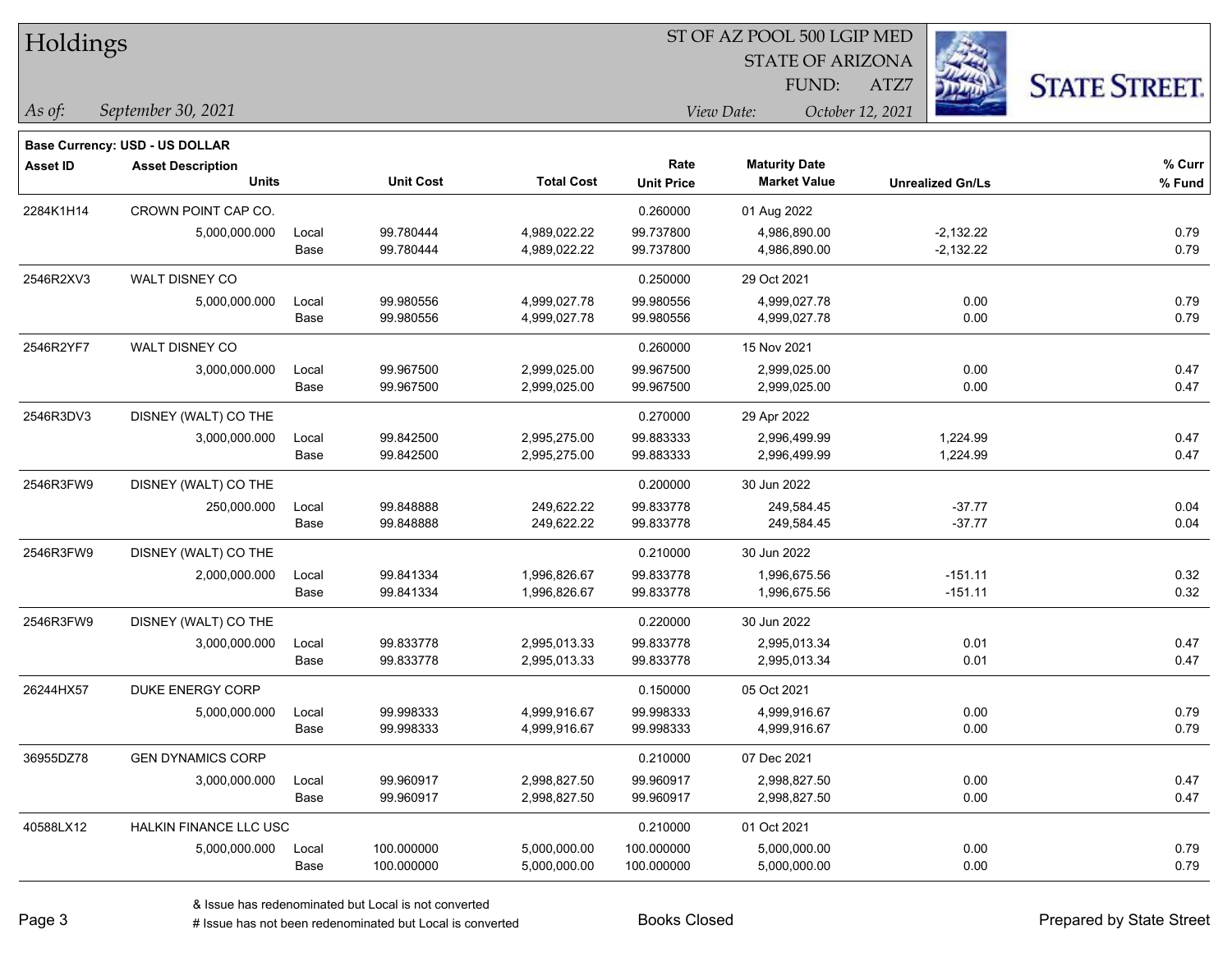# Holdings

ST OF AZ POOL 500 LGIP MED
STATE OF ARIZONA
FUND: ATZ7

*As of:* *September 30, 2021*

*View Date:* *October 12, 2021*

**Base Currency: USD - US DOLLAR**

| Asset ID | Asset Description / Units | | Unit Cost | Total Cost | Rate / Unit Price | Maturity Date / Market Value | Unrealized Gn/Ls | % Curr / % Fund |
|---|---|---|---|---|---|---|---|---|
| 2284K1H14 | CROWN POINT CAP CO. | | | | 0.260000 | 01 Aug 2022 | | |
| | 5,000,000.000 | Local | 99.780444 | 4,989,022.22 | 99.737800 | 4,986,890.00 | -2,132.22 | 0.79 |
| | | Base | 99.780444 | 4,989,022.22 | 99.737800 | 4,986,890.00 | -2,132.22 | 0.79 |
| 2546R2XV3 | WALT DISNEY CO | | | | 0.250000 | 29 Oct 2021 | | |
| | 5,000,000.000 | Local | 99.980556 | 4,999,027.78 | 99.980556 | 4,999,027.78 | 0.00 | 0.79 |
| | | Base | 99.980556 | 4,999,027.78 | 99.980556 | 4,999,027.78 | 0.00 | 0.79 |
| 2546R2YF7 | WALT DISNEY CO | | | | 0.260000 | 15 Nov 2021 | | |
| | 3,000,000.000 | Local | 99.967500 | 2,999,025.00 | 99.967500 | 2,999,025.00 | 0.00 | 0.47 |
| | | Base | 99.967500 | 2,999,025.00 | 99.967500 | 2,999,025.00 | 0.00 | 0.47 |
| 2546R3DV3 | DISNEY (WALT) CO THE | | | | 0.270000 | 29 Apr 2022 | | |
| | 3,000,000.000 | Local | 99.842500 | 2,995,275.00 | 99.883333 | 2,996,499.99 | 1,224.99 | 0.47 |
| | | Base | 99.842500 | 2,995,275.00 | 99.883333 | 2,996,499.99 | 1,224.99 | 0.47 |
| 2546R3FW9 | DISNEY (WALT) CO THE | | | | 0.200000 | 30 Jun 2022 | | |
| | 250,000.000 | Local | 99.848888 | 249,622.22 | 99.833778 | 249,584.45 | -37.77 | 0.04 |
| | | Base | 99.848888 | 249,622.22 | 99.833778 | 249,584.45 | -37.77 | 0.04 |
| 2546R3FW9 | DISNEY (WALT) CO THE | | | | 0.210000 | 30 Jun 2022 | | |
| | 2,000,000.000 | Local | 99.841334 | 1,996,826.67 | 99.833778 | 1,996,675.56 | -151.11 | 0.32 |
| | | Base | 99.841334 | 1,996,826.67 | 99.833778 | 1,996,675.56 | -151.11 | 0.32 |
| 2546R3FW9 | DISNEY (WALT) CO THE | | | | 0.220000 | 30 Jun 2022 | | |
| | 3,000,000.000 | Local | 99.833778 | 2,995,013.33 | 99.833778 | 2,995,013.34 | 0.01 | 0.47 |
| | | Base | 99.833778 | 2,995,013.33 | 99.833778 | 2,995,013.34 | 0.01 | 0.47 |
| 26244HX57 | DUKE ENERGY CORP | | | | 0.150000 | 05 Oct 2021 | | |
| | 5,000,000.000 | Local | 99.998333 | 4,999,916.67 | 99.998333 | 4,999,916.67 | 0.00 | 0.79 |
| | | Base | 99.998333 | 4,999,916.67 | 99.998333 | 4,999,916.67 | 0.00 | 0.79 |
| 36955DZ78 | GEN DYNAMICS CORP | | | | 0.210000 | 07 Dec 2021 | | |
| | 3,000,000.000 | Local | 99.960917 | 2,998,827.50 | 99.960917 | 2,998,827.50 | 0.00 | 0.47 |
| | | Base | 99.960917 | 2,998,827.50 | 99.960917 | 2,998,827.50 | 0.00 | 0.47 |
| 40588LX12 | HALKIN FINANCE LLC USC | | | | 0.210000 | 01 Oct 2021 | | |
| | 5,000,000.000 | Local | 100.000000 | 5,000,000.00 | 100.000000 | 5,000,000.00 | 0.00 | 0.79 |
| | | Base | 100.000000 | 5,000,000.00 | 100.000000 | 5,000,000.00 | 0.00 | 0.79 |

& Issue has redenominated but Local is not converted
# Issue has not been redenominated but Local is converted

Books Closed

Prepared by State Street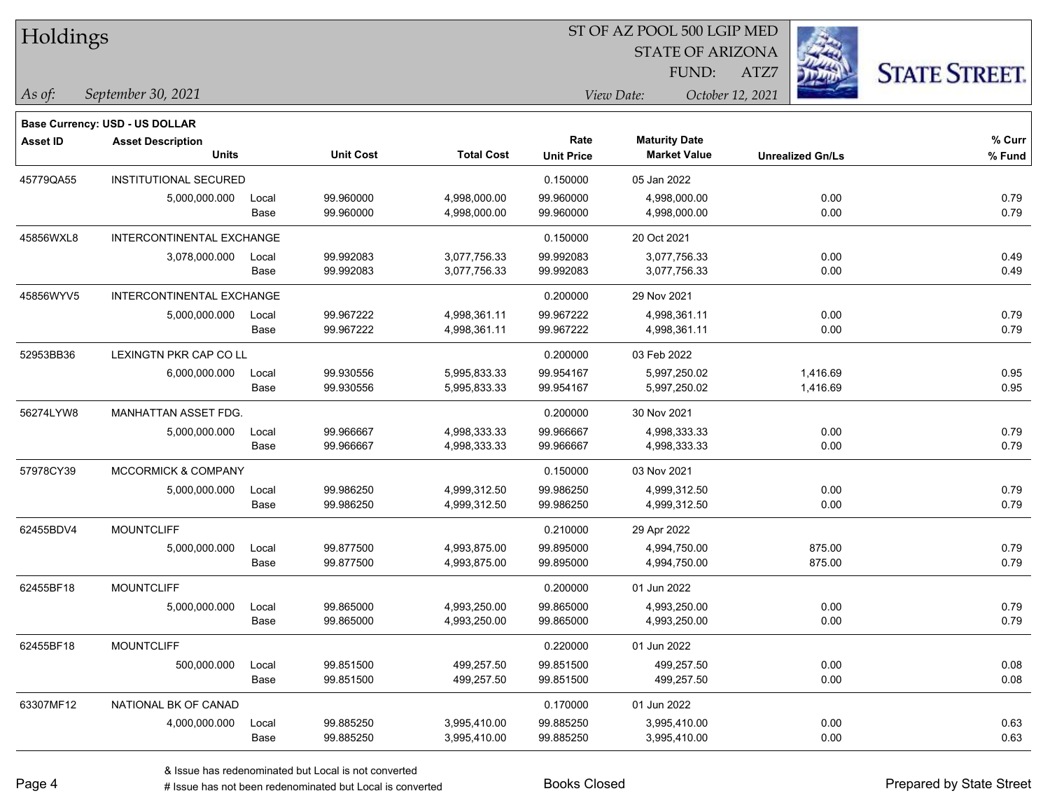# Holdings

ST OF AZ POOL 500 LGIP MED
STATE OF ARIZONA
FUND: ATZ7

*As of:* *September 30, 2021*

*View Date:* *October 12, 2021*

**Base Currency: USD - US DOLLAR**

| Asset ID | Asset Description / Units | | Unit Cost | Total Cost | Rate / Unit Price | Maturity Date / Market Value | Unrealized Gn/Ls | % Curr / % Fund |
|---|---|---|---|---|---|---|---|---|
| 45779QA55 | INSTITUTIONAL SECURED | | | | 0.150000 | 05 Jan 2022 | | |
| | 5,000,000.000 | Local | 99.960000 | 4,998,000.00 | 99.960000 | 4,998,000.00 | 0.00 | 0.79 |
| | | Base | 99.960000 | 4,998,000.00 | 99.960000 | 4,998,000.00 | 0.00 | 0.79 |
| 45856WXL8 | INTERCONTINENTAL EXCHANGE | | | | 0.150000 | 20 Oct 2021 | | |
| | 3,078,000.000 | Local | 99.992083 | 3,077,756.33 | 99.992083 | 3,077,756.33 | 0.00 | 0.49 |
| | | Base | 99.992083 | 3,077,756.33 | 99.992083 | 3,077,756.33 | 0.00 | 0.49 |
| 45856WYV5 | INTERCONTINENTAL EXCHANGE | | | | 0.200000 | 29 Nov 2021 | | |
| | 5,000,000.000 | Local | 99.967222 | 4,998,361.11 | 99.967222 | 4,998,361.11 | 0.00 | 0.79 |
| | | Base | 99.967222 | 4,998,361.11 | 99.967222 | 4,998,361.11 | 0.00 | 0.79 |
| 52953BB36 | LEXINGTN PKR CAP CO LL | | | | 0.200000 | 03 Feb 2022 | | |
| | 6,000,000.000 | Local | 99.930556 | 5,995,833.33 | 99.954167 | 5,997,250.02 | 1,416.69 | 0.95 |
| | | Base | 99.930556 | 5,995,833.33 | 99.954167 | 5,997,250.02 | 1,416.69 | 0.95 |
| 56274LYW8 | MANHATTAN ASSET FDG. | | | | 0.200000 | 30 Nov 2021 | | |
| | 5,000,000.000 | Local | 99.966667 | 4,998,333.33 | 99.966667 | 4,998,333.33 | 0.00 | 0.79 |
| | | Base | 99.966667 | 4,998,333.33 | 99.966667 | 4,998,333.33 | 0.00 | 0.79 |
| 57978CY39 | MCCORMICK & COMPANY | | | | 0.150000 | 03 Nov 2021 | | |
| | 5,000,000.000 | Local | 99.986250 | 4,999,312.50 | 99.986250 | 4,999,312.50 | 0.00 | 0.79 |
| | | Base | 99.986250 | 4,999,312.50 | 99.986250 | 4,999,312.50 | 0.00 | 0.79 |
| 62455BDV4 | MOUNTCLIFF | | | | 0.210000 | 29 Apr 2022 | | |
| | 5,000,000.000 | Local | 99.877500 | 4,993,875.00 | 99.895000 | 4,994,750.00 | 875.00 | 0.79 |
| | | Base | 99.877500 | 4,993,875.00 | 99.895000 | 4,994,750.00 | 875.00 | 0.79 |
| 62455BF18 | MOUNTCLIFF | | | | 0.200000 | 01 Jun 2022 | | |
| | 5,000,000.000 | Local | 99.865000 | 4,993,250.00 | 99.865000 | 4,993,250.00 | 0.00 | 0.79 |
| | | Base | 99.865000 | 4,993,250.00 | 99.865000 | 4,993,250.00 | 0.00 | 0.79 |
| 62455BF18 | MOUNTCLIFF | | | | 0.220000 | 01 Jun 2022 | | |
| | 500,000.000 | Local | 99.851500 | 499,257.50 | 99.851500 | 499,257.50 | 0.00 | 0.08 |
| | | Base | 99.851500 | 499,257.50 | 99.851500 | 499,257.50 | 0.00 | 0.08 |
| 63307MF12 | NATIONAL BK OF CANAD | | | | 0.170000 | 01 Jun 2022 | | |
| | 4,000,000.000 | Local | 99.885250 | 3,995,410.00 | 99.885250 | 3,995,410.00 | 0.00 | 0.63 |
| | | Base | 99.885250 | 3,995,410.00 | 99.885250 | 3,995,410.00 | 0.00 | 0.63 |

& Issue has redenominated but Local is not converted
# Issue has not been redenominated but Local is converted

Books Closed

Prepared by State Street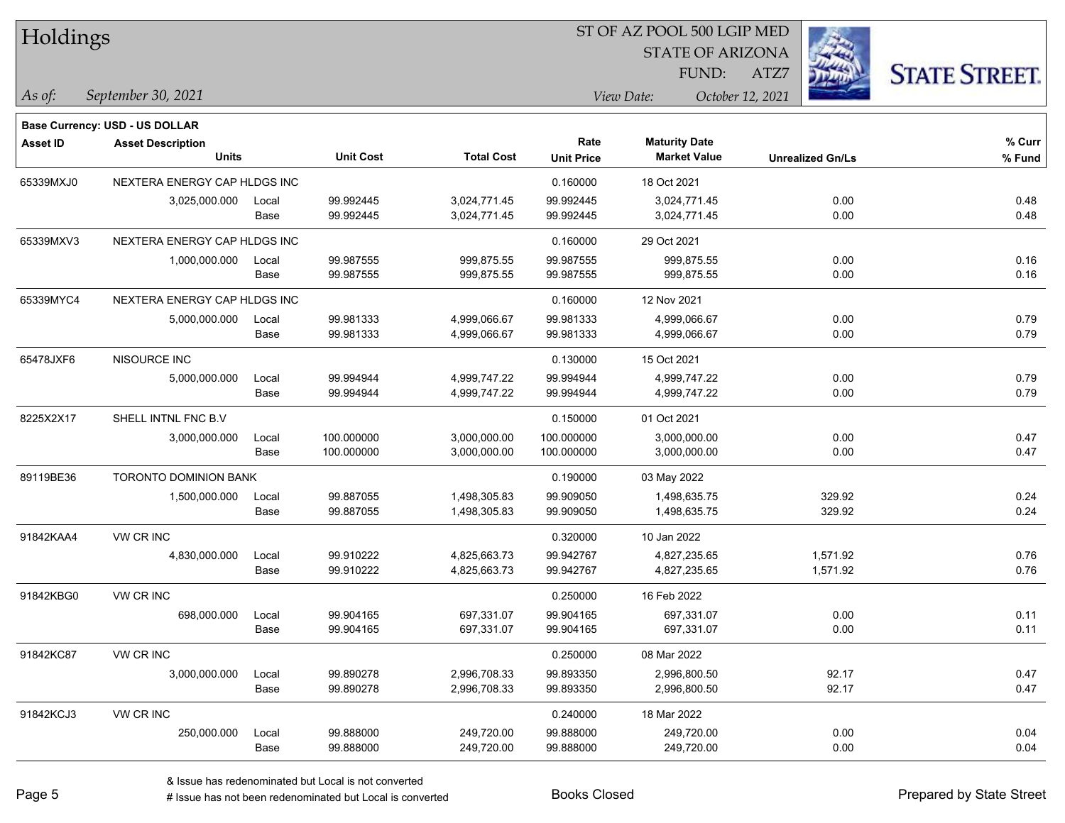# Holdings

ST OF AZ POOL 500 LGIP MED
STATE OF ARIZONA
FUND: ATZ7

*As of:* *September 30, 2021*
*View Date:* *October 12, 2021*

**Base Currency: USD - US DOLLAR**

| Asset ID | Asset Description / Units | | Unit Cost | Total Cost | Rate / Unit Price | Maturity Date / Market Value | Unrealized Gn/Ls | % Curr / % Fund |
|---|---|---|---|---|---|---|---|---|
| 65339MXJ0 | NEXTERA ENERGY CAP HLDGS INC | | | | 0.160000 | 18 Oct 2021 | | |
| | 3,025,000.000 | Local | 99.992445 | 3,024,771.45 | 99.992445 | 3,024,771.45 | 0.00 | 0.48 |
| | | Base | 99.992445 | 3,024,771.45 | 99.992445 | 3,024,771.45 | 0.00 | 0.48 |
| 65339MXV3 | NEXTERA ENERGY CAP HLDGS INC | | | | 0.160000 | 29 Oct 2021 | | |
| | 1,000,000.000 | Local | 99.987555 | 999,875.55 | 99.987555 | 999,875.55 | 0.00 | 0.16 |
| | | Base | 99.987555 | 999,875.55 | 99.987555 | 999,875.55 | 0.00 | 0.16 |
| 65339MYC4 | NEXTERA ENERGY CAP HLDGS INC | | | | 0.160000 | 12 Nov 2021 | | |
| | 5,000,000.000 | Local | 99.981333 | 4,999,066.67 | 99.981333 | 4,999,066.67 | 0.00 | 0.79 |
| | | Base | 99.981333 | 4,999,066.67 | 99.981333 | 4,999,066.67 | 0.00 | 0.79 |
| 65478JXF6 | NISOURCE INC | | | | 0.130000 | 15 Oct 2021 | | |
| | 5,000,000.000 | Local | 99.994944 | 4,999,747.22 | 99.994944 | 4,999,747.22 | 0.00 | 0.79 |
| | | Base | 99.994944 | 4,999,747.22 | 99.994944 | 4,999,747.22 | 0.00 | 0.79 |
| 8225X2X17 | SHELL INTNL FNC B.V | | | | 0.150000 | 01 Oct 2021 | | |
| | 3,000,000.000 | Local | 100.000000 | 3,000,000.00 | 100.000000 | 3,000,000.00 | 0.00 | 0.47 |
| | | Base | 100.000000 | 3,000,000.00 | 100.000000 | 3,000,000.00 | 0.00 | 0.47 |
| 89119BE36 | TORONTO DOMINION BANK | | | | 0.190000 | 03 May 2022 | | |
| | 1,500,000.000 | Local | 99.887055 | 1,498,305.83 | 99.909050 | 1,498,635.75 | 329.92 | 0.24 |
| | | Base | 99.887055 | 1,498,305.83 | 99.909050 | 1,498,635.75 | 329.92 | 0.24 |
| 91842KAA4 | VW CR INC | | | | 0.320000 | 10 Jan 2022 | | |
| | 4,830,000.000 | Local | 99.910222 | 4,825,663.73 | 99.942767 | 4,827,235.65 | 1,571.92 | 0.76 |
| | | Base | 99.910222 | 4,825,663.73 | 99.942767 | 4,827,235.65 | 1,571.92 | 0.76 |
| 91842KBG0 | VW CR INC | | | | 0.250000 | 16 Feb 2022 | | |
| | 698,000.000 | Local | 99.904165 | 697,331.07 | 99.904165 | 697,331.07 | 0.00 | 0.11 |
| | | Base | 99.904165 | 697,331.07 | 99.904165 | 697,331.07 | 0.00 | 0.11 |
| 91842KC87 | VW CR INC | | | | 0.250000 | 08 Mar 2022 | | |
| | 3,000,000.000 | Local | 99.890278 | 2,996,708.33 | 99.893350 | 2,996,800.50 | 92.17 | 0.47 |
| | | Base | 99.890278 | 2,996,708.33 | 99.893350 | 2,996,800.50 | 92.17 | 0.47 |
| 91842KCJ3 | VW CR INC | | | | 0.240000 | 18 Mar 2022 | | |
| | 250,000.000 | Local | 99.888000 | 249,720.00 | 99.888000 | 249,720.00 | 0.00 | 0.04 |
| | | Base | 99.888000 | 249,720.00 | 99.888000 | 249,720.00 | 0.00 | 0.04 |

& Issue has redenominated but Local is not converted
# Issue has not been redenominated but Local is converted

Books Closed

Prepared by State Street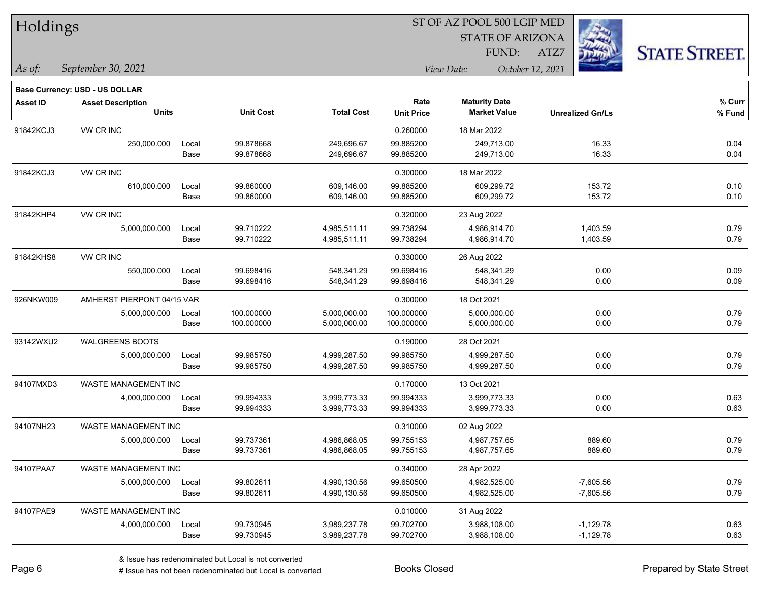# Holdings

ST OF AZ POOL 500 LGIP MED
STATE OF ARIZONA
FUND: ATZ7

*As of:* *September 30, 2021*

*View Date:* *October 12, 2021*

**Base Currency: USD - US DOLLAR**

| Asset ID | Asset Description / Units | | Unit Cost | Total Cost | Rate / Unit Price | Maturity Date / Market Value | Unrealized Gn/Ls | % Curr / % Fund |
|---|---|---|---|---|---|---|---|---|
| 91842KCJ3 | VW CR INC | | | | 0.260000 | 18 Mar 2022 | | |
| | 250,000.000 | Local | 99.878668 | 249,696.67 | 99.885200 | 249,713.00 | 16.33 | 0.04 |
| | | Base | 99.878668 | 249,696.67 | 99.885200 | 249,713.00 | 16.33 | 0.04 |
| 91842KCJ3 | VW CR INC | | | | 0.300000 | 18 Mar 2022 | | |
| | 610,000.000 | Local | 99.860000 | 609,146.00 | 99.885200 | 609,299.72 | 153.72 | 0.10 |
| | | Base | 99.860000 | 609,146.00 | 99.885200 | 609,299.72 | 153.72 | 0.10 |
| 91842KHP4 | VW CR INC | | | | 0.320000 | 23 Aug 2022 | | |
| | 5,000,000.000 | Local | 99.710222 | 4,985,511.11 | 99.738294 | 4,986,914.70 | 1,403.59 | 0.79 |
| | | Base | 99.710222 | 4,985,511.11 | 99.738294 | 4,986,914.70 | 1,403.59 | 0.79 |
| 91842KHS8 | VW CR INC | | | | 0.330000 | 26 Aug 2022 | | |
| | 550,000.000 | Local | 99.698416 | 548,341.29 | 99.698416 | 548,341.29 | 0.00 | 0.09 |
| | | Base | 99.698416 | 548,341.29 | 99.698416 | 548,341.29 | 0.00 | 0.09 |
| 926NKW009 | AMHERST PIERPONT 04/15 VAR | | | | 0.300000 | 18 Oct 2021 | | |
| | 5,000,000.000 | Local | 100.000000 | 5,000,000.00 | 100.000000 | 5,000,000.00 | 0.00 | 0.79 |
| | | Base | 100.000000 | 5,000,000.00 | 100.000000 | 5,000,000.00 | 0.00 | 0.79 |
| 93142WXU2 | WALGREENS BOOTS | | | | 0.190000 | 28 Oct 2021 | | |
| | 5,000,000.000 | Local | 99.985750 | 4,999,287.50 | 99.985750 | 4,999,287.50 | 0.00 | 0.79 |
| | | Base | 99.985750 | 4,999,287.50 | 99.985750 | 4,999,287.50 | 0.00 | 0.79 |
| 94107MXD3 | WASTE MANAGEMENT INC | | | | 0.170000 | 13 Oct 2021 | | |
| | 4,000,000.000 | Local | 99.994333 | 3,999,773.33 | 99.994333 | 3,999,773.33 | 0.00 | 0.63 |
| | | Base | 99.994333 | 3,999,773.33 | 99.994333 | 3,999,773.33 | 0.00 | 0.63 |
| 94107NH23 | WASTE MANAGEMENT INC | | | | 0.310000 | 02 Aug 2022 | | |
| | 5,000,000.000 | Local | 99.737361 | 4,986,868.05 | 99.755153 | 4,987,757.65 | 889.60 | 0.79 |
| | | Base | 99.737361 | 4,986,868.05 | 99.755153 | 4,987,757.65 | 889.60 | 0.79 |
| 94107PAA7 | WASTE MANAGEMENT INC | | | | 0.340000 | 28 Apr 2022 | | |
| | 5,000,000.000 | Local | 99.802611 | 4,990,130.56 | 99.650500 | 4,982,525.00 | -7,605.56 | 0.79 |
| | | Base | 99.802611 | 4,990,130.56 | 99.650500 | 4,982,525.00 | -7,605.56 | 0.79 |
| 94107PAE9 | WASTE MANAGEMENT INC | | | | 0.010000 | 31 Aug 2022 | | |
| | 4,000,000.000 | Local | 99.730945 | 3,989,237.78 | 99.702700 | 3,988,108.00 | -1,129.78 | 0.63 |
| | | Base | 99.730945 | 3,989,237.78 | 99.702700 | 3,988,108.00 | -1,129.78 | 0.63 |

& Issue has redenominated but Local is not converted
# Issue has not been redenominated but Local is converted

Books Closed

Prepared by State Street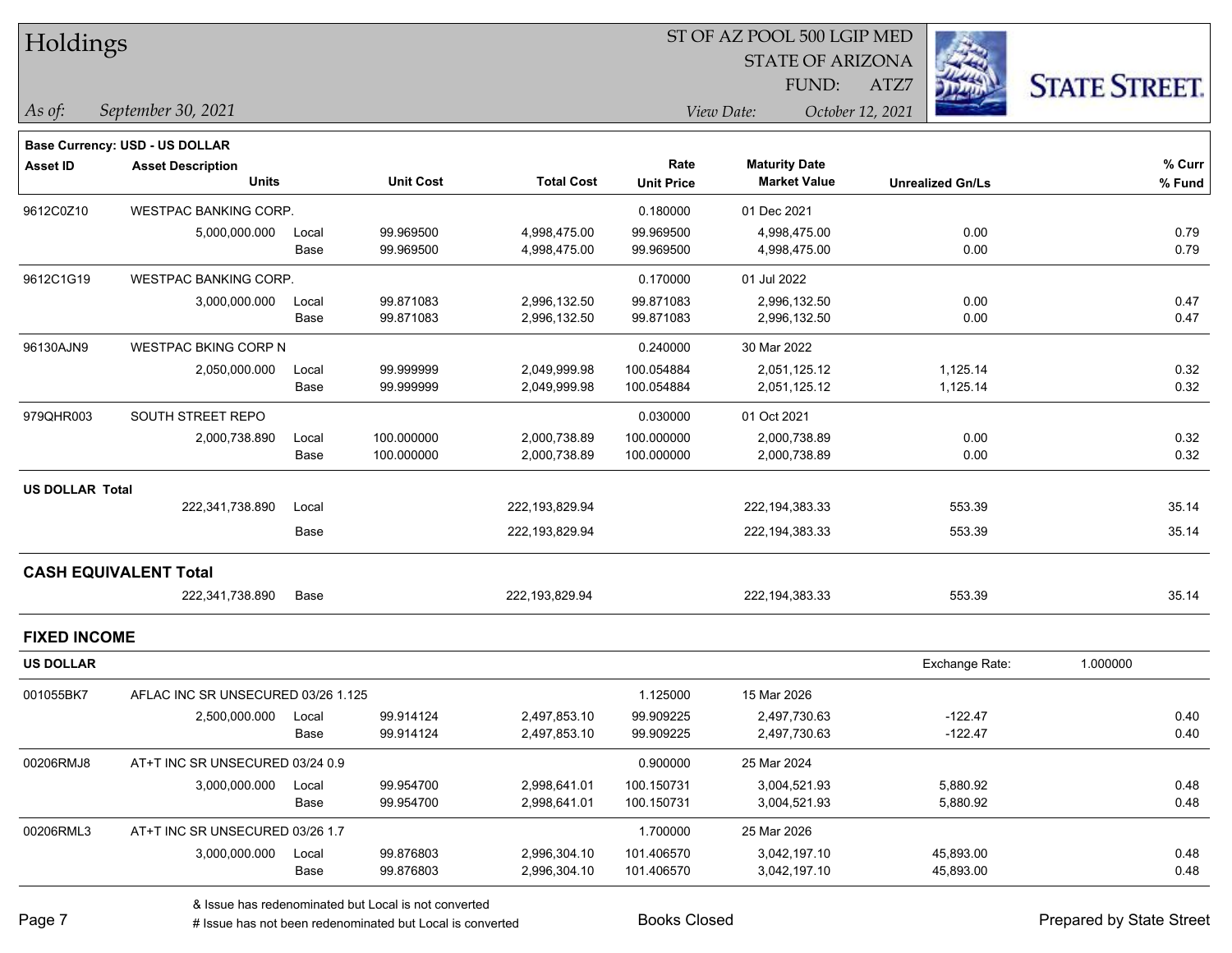# Holdings

ST OF AZ POOL 500 LGIP MED
STATE OF ARIZONA
FUND: ATZ7

*As of:* *September 30, 2021*
*View Date:* *October 12, 2021*

**Base Currency: USD - US DOLLAR**

| Asset ID | Asset Description / Units | | Unit Cost | Total Cost | Rate / Unit Price | Maturity Date / Market Value | Unrealized Gn/Ls | % Curr / % Fund |
|---|---|---|---|---|---|---|---|---|
| 9612C0Z10 | WESTPAC BANKING CORP. | | | | 0.180000 | 01 Dec 2021 | | |
| | 5,000,000.000 | Local | 99.969500 | 4,998,475.00 | 99.969500 | 4,998,475.00 | 0.00 | 0.79 |
| | | Base | 99.969500 | 4,998,475.00 | 99.969500 | 4,998,475.00 | 0.00 | 0.79 |
| 9612C1G19 | WESTPAC BANKING CORP. | | | | 0.170000 | 01 Jul 2022 | | |
| | 3,000,000.000 | Local | 99.871083 | 2,996,132.50 | 99.871083 | 2,996,132.50 | 0.00 | 0.47 |
| | | Base | 99.871083 | 2,996,132.50 | 99.871083 | 2,996,132.50 | 0.00 | 0.47 |
| 96130AJN9 | WESTPAC BKING CORP N | | | | 0.240000 | 30 Mar 2022 | | |
| | 2,050,000.000 | Local | 99.999999 | 2,049,999.98 | 100.054884 | 2,051,125.12 | 1,125.14 | 0.32 |
| | | Base | 99.999999 | 2,049,999.98 | 100.054884 | 2,051,125.12 | 1,125.14 | 0.32 |
| 979QHR003 | SOUTH STREET REPO | | | | 0.030000 | 01 Oct 2021 | | |
| | 2,000,738.890 | Local | 100.000000 | 2,000,738.89 | 100.000000 | 2,000,738.89 | 0.00 | 0.32 |
| | | Base | 100.000000 | 2,000,738.89 | 100.000000 | 2,000,738.89 | 0.00 | 0.32 |
| **US DOLLAR Total** | | | | | | | | |
| | 222,341,738.890 | Local | | 222,193,829.94 | | 222,194,383.33 | 553.39 | 35.14 |
| | | Base | | 222,193,829.94 | | 222,194,383.33 | 553.39 | 35.14 |
| **CASH EQUIVALENT Total** | | | | | | | | |
| | 222,341,738.890 | Base | | 222,193,829.94 | | 222,194,383.33 | 553.39 | 35.14 |

## FIXED INCOME

**US DOLLAR** — Exchange Rate: 1.000000

| Asset ID | Asset Description / Units | | Unit Cost | Total Cost | Rate / Unit Price | Maturity Date / Market Value | Unrealized Gn/Ls | % Curr / % Fund |
|---|---|---|---|---|---|---|---|---|
| 001055BK7 | AFLAC INC SR UNSECURED 03/26 1.125 | | | | 1.125000 | 15 Mar 2026 | | |
| | 2,500,000.000 | Local | 99.914124 | 2,497,853.10 | 99.909225 | 2,497,730.63 | -122.47 | 0.40 |
| | | Base | 99.914124 | 2,497,853.10 | 99.909225 | 2,497,730.63 | -122.47 | 0.40 |
| 00206RMJ8 | AT+T INC SR UNSECURED 03/24 0.9 | | | | 0.900000 | 25 Mar 2024 | | |
| | 3,000,000.000 | Local | 99.954700 | 2,998,641.01 | 100.150731 | 3,004,521.93 | 5,880.92 | 0.48 |
| | | Base | 99.954700 | 2,998,641.01 | 100.150731 | 3,004,521.93 | 5,880.92 | 0.48 |
| 00206RML3 | AT+T INC SR UNSECURED 03/26 1.7 | | | | 1.700000 | 25 Mar 2026 | | |
| | 3,000,000.000 | Local | 99.876803 | 2,996,304.10 | 101.406570 | 3,042,197.10 | 45,893.00 | 0.48 |
| | | Base | 99.876803 | 2,996,304.10 | 101.406570 | 3,042,197.10 | 45,893.00 | 0.48 |

& Issue has redenominated but Local is not converted
# Issue has not been redenominated but Local is converted

Books Closed

Prepared by State Street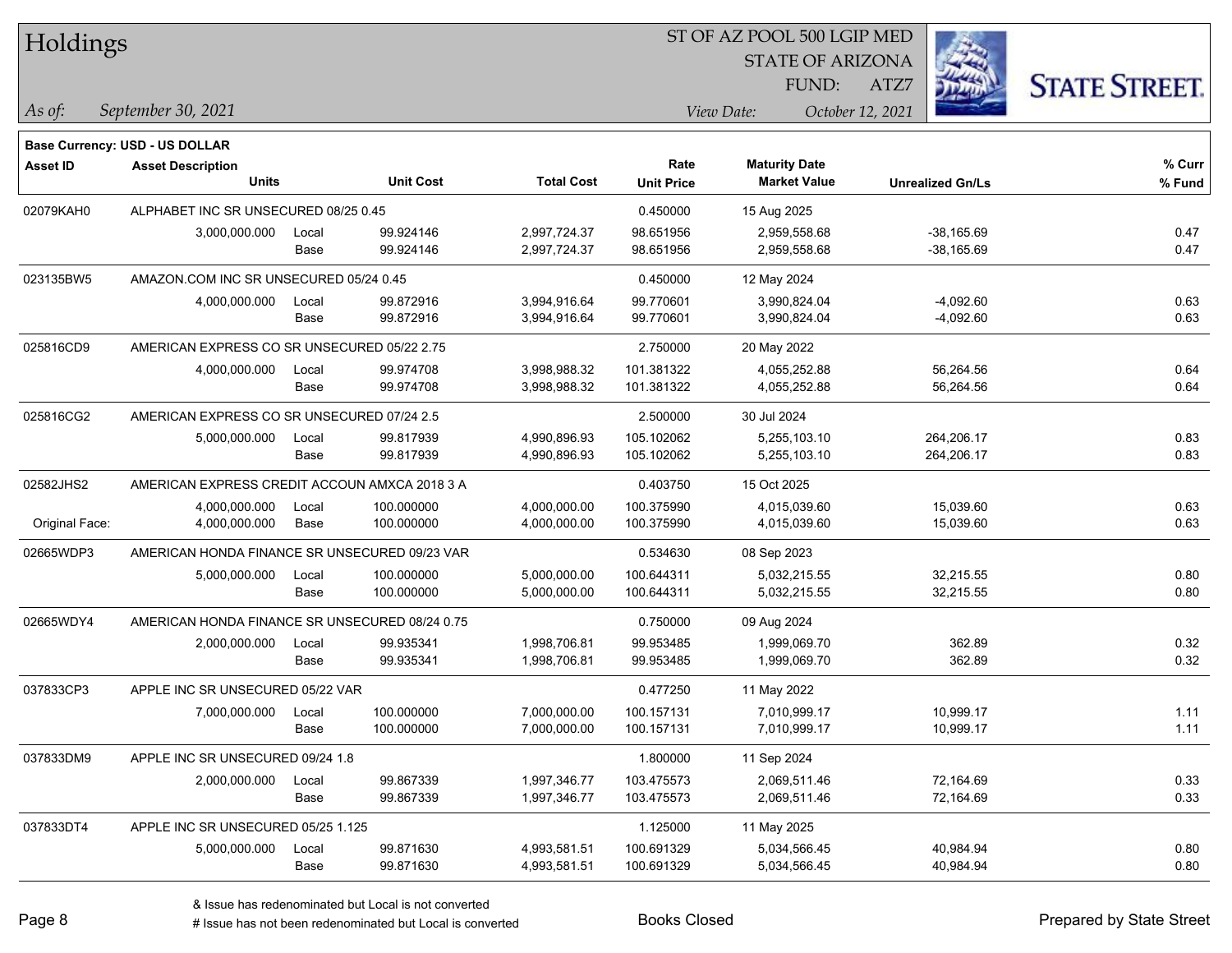# Holdings

ST OF AZ POOL 500 LGIP MED
STATE OF ARIZONA
FUND: ATZ7

*As of:* *September 30, 2021*

*View Date:* *October 12, 2021*

**Base Currency: USD - US DOLLAR**

| Asset ID | Asset Description / Units | | Unit Cost | Total Cost | Rate / Unit Price | Maturity Date / Market Value | Unrealized Gn/Ls | % Curr / % Fund |
|---|---|---|---|---|---|---|---|---|
| 02079KAH0 | ALPHABET INC SR UNSECURED 08/25 0.45 | | | | 0.450000 | 15 Aug 2025 | | |
| | 3,000,000.000 | Local | 99.924146 | 2,997,724.37 | 98.651956 | 2,959,558.68 | -38,165.69 | 0.47 |
| | | Base | 99.924146 | 2,997,724.37 | 98.651956 | 2,959,558.68 | -38,165.69 | 0.47 |
| 023135BW5 | AMAZON.COM INC SR UNSECURED 05/24 0.45 | | | | 0.450000 | 12 May 2024 | | |
| | 4,000,000.000 | Local | 99.872916 | 3,994,916.64 | 99.770601 | 3,990,824.04 | -4,092.60 | 0.63 |
| | | Base | 99.872916 | 3,994,916.64 | 99.770601 | 3,990,824.04 | -4,092.60 | 0.63 |
| 025816CD9 | AMERICAN EXPRESS CO SR UNSECURED 05/22 2.75 | | | | 2.750000 | 20 May 2022 | | |
| | 4,000,000.000 | Local | 99.974708 | 3,998,988.32 | 101.381322 | 4,055,252.88 | 56,264.56 | 0.64 |
| | | Base | 99.974708 | 3,998,988.32 | 101.381322 | 4,055,252.88 | 56,264.56 | 0.64 |
| 025816CG2 | AMERICAN EXPRESS CO SR UNSECURED 07/24 2.5 | | | | 2.500000 | 30 Jul 2024 | | |
| | 5,000,000.000 | Local | 99.817939 | 4,990,896.93 | 105.102062 | 5,255,103.10 | 264,206.17 | 0.83 |
| | | Base | 99.817939 | 4,990,896.93 | 105.102062 | 5,255,103.10 | 264,206.17 | 0.83 |
| 02582JHS2 | AMERICAN EXPRESS CREDIT ACCOUN AMXCA 2018 3 A | | | | 0.403750 | 15 Oct 2025 | | |
| | 4,000,000.000 | Local | 100.000000 | 4,000,000.00 | 100.375990 | 4,015,039.60 | 15,039.60 | 0.63 |
| Original Face: | 4,000,000.000 | Base | 100.000000 | 4,000,000.00 | 100.375990 | 4,015,039.60 | 15,039.60 | 0.63 |
| 02665WDP3 | AMERICAN HONDA FINANCE SR UNSECURED 09/23 VAR | | | | 0.534630 | 08 Sep 2023 | | |
| | 5,000,000.000 | Local | 100.000000 | 5,000,000.00 | 100.644311 | 5,032,215.55 | 32,215.55 | 0.80 |
| | | Base | 100.000000 | 5,000,000.00 | 100.644311 | 5,032,215.55 | 32,215.55 | 0.80 |
| 02665WDY4 | AMERICAN HONDA FINANCE SR UNSECURED 08/24 0.75 | | | | 0.750000 | 09 Aug 2024 | | |
| | 2,000,000.000 | Local | 99.935341 | 1,998,706.81 | 99.953485 | 1,999,069.70 | 362.89 | 0.32 |
| | | Base | 99.935341 | 1,998,706.81 | 99.953485 | 1,999,069.70 | 362.89 | 0.32 |
| 037833CP3 | APPLE INC SR UNSECURED 05/22 VAR | | | | 0.477250 | 11 May 2022 | | |
| | 7,000,000.000 | Local | 100.000000 | 7,000,000.00 | 100.157131 | 7,010,999.17 | 10,999.17 | 1.11 |
| | | Base | 100.000000 | 7,000,000.00 | 100.157131 | 7,010,999.17 | 10,999.17 | 1.11 |
| 037833DM9 | APPLE INC SR UNSECURED 09/24 1.8 | | | | 1.800000 | 11 Sep 2024 | | |
| | 2,000,000.000 | Local | 99.867339 | 1,997,346.77 | 103.475573 | 2,069,511.46 | 72,164.69 | 0.33 |
| | | Base | 99.867339 | 1,997,346.77 | 103.475573 | 2,069,511.46 | 72,164.69 | 0.33 |
| 037833DT4 | APPLE INC SR UNSECURED 05/25 1.125 | | | | 1.125000 | 11 May 2025 | | |
| | 5,000,000.000 | Local | 99.871630 | 4,993,581.51 | 100.691329 | 5,034,566.45 | 40,984.94 | 0.80 |
| | | Base | 99.871630 | 4,993,581.51 | 100.691329 | 5,034,566.45 | 40,984.94 | 0.80 |

& Issue has redenominated but Local is not converted
# Issue has not been redenominated but Local is converted

Books Closed

Prepared by State Street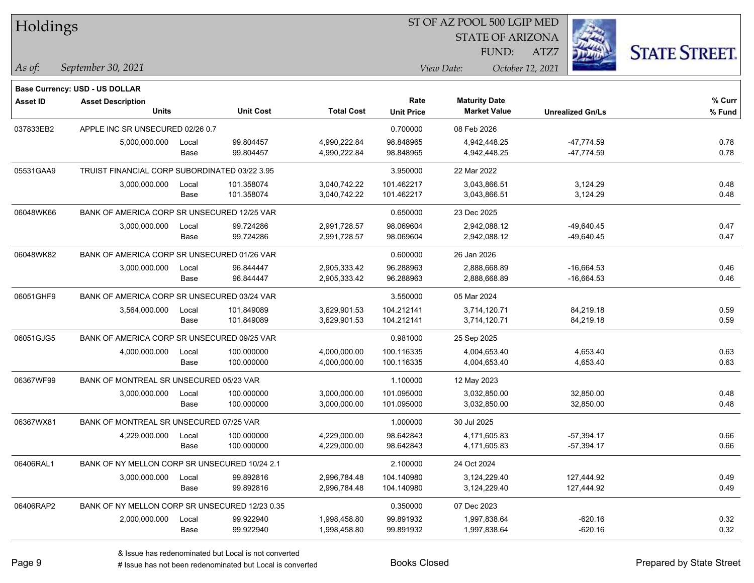# Holdings

ST OF AZ POOL 500 LGIP MED
STATE OF ARIZONA
FUND: ATZ7

*As of:* *September 30, 2021*

*View Date:* *October 12, 2021*

**Base Currency: USD - US DOLLAR**

| Asset ID | Asset Description / Units | | Unit Cost | Total Cost | Rate / Unit Price | Maturity Date / Market Value | Unrealized Gn/Ls | % Curr / % Fund |
|---|---|---|---|---|---|---|---|---|
| 037833EB2 | APPLE INC SR UNSECURED 02/26 0.7 | | | | 0.700000 | 08 Feb 2026 | | |
| | 5,000,000.000 | Local | 99.804457 | 4,990,222.84 | 98.848965 | 4,942,448.25 | -47,774.59 | 0.78 |
| | | Base | 99.804457 | 4,990,222.84 | 98.848965 | 4,942,448.25 | -47,774.59 | 0.78 |
| 05531GAA9 | TRUIST FINANCIAL CORP SUBORDINATED 03/22 3.95 | | | | 3.950000 | 22 Mar 2022 | | |
| | 3,000,000.000 | Local | 101.358074 | 3,040,742.22 | 101.462217 | 3,043,866.51 | 3,124.29 | 0.48 |
| | | Base | 101.358074 | 3,040,742.22 | 101.462217 | 3,043,866.51 | 3,124.29 | 0.48 |
| 06048WK66 | BANK OF AMERICA CORP SR UNSECURED 12/25 VAR | | | | 0.650000 | 23 Dec 2025 | | |
| | 3,000,000.000 | Local | 99.724286 | 2,991,728.57 | 98.069604 | 2,942,088.12 | -49,640.45 | 0.47 |
| | | Base | 99.724286 | 2,991,728.57 | 98.069604 | 2,942,088.12 | -49,640.45 | 0.47 |
| 06048WK82 | BANK OF AMERICA CORP SR UNSECURED 01/26 VAR | | | | 0.600000 | 26 Jan 2026 | | |
| | 3,000,000.000 | Local | 96.844447 | 2,905,333.42 | 96.288963 | 2,888,668.89 | -16,664.53 | 0.46 |
| | | Base | 96.844447 | 2,905,333.42 | 96.288963 | 2,888,668.89 | -16,664.53 | 0.46 |
| 06051GHF9 | BANK OF AMERICA CORP SR UNSECURED 03/24 VAR | | | | 3.550000 | 05 Mar 2024 | | |
| | 3,564,000.000 | Local | 101.849089 | 3,629,901.53 | 104.212141 | 3,714,120.71 | 84,219.18 | 0.59 |
| | | Base | 101.849089 | 3,629,901.53 | 104.212141 | 3,714,120.71 | 84,219.18 | 0.59 |
| 06051GJG5 | BANK OF AMERICA CORP SR UNSECURED 09/25 VAR | | | | 0.981000 | 25 Sep 2025 | | |
| | 4,000,000.000 | Local | 100.000000 | 4,000,000.00 | 100.116335 | 4,004,653.40 | 4,653.40 | 0.63 |
| | | Base | 100.000000 | 4,000,000.00 | 100.116335 | 4,004,653.40 | 4,653.40 | 0.63 |
| 06367WF99 | BANK OF MONTREAL SR UNSECURED 05/23 VAR | | | | 1.100000 | 12 May 2023 | | |
| | 3,000,000.000 | Local | 100.000000 | 3,000,000.00 | 101.095000 | 3,032,850.00 | 32,850.00 | 0.48 |
| | | Base | 100.000000 | 3,000,000.00 | 101.095000 | 3,032,850.00 | 32,850.00 | 0.48 |
| 06367WX81 | BANK OF MONTREAL SR UNSECURED 07/25 VAR | | | | 1.000000 | 30 Jul 2025 | | |
| | 4,229,000.000 | Local | 100.000000 | 4,229,000.00 | 98.642843 | 4,171,605.83 | -57,394.17 | 0.66 |
| | | Base | 100.000000 | 4,229,000.00 | 98.642843 | 4,171,605.83 | -57,394.17 | 0.66 |
| 06406RAL1 | BANK OF NY MELLON CORP SR UNSECURED 10/24 2.1 | | | | 2.100000 | 24 Oct 2024 | | |
| | 3,000,000.000 | Local | 99.892816 | 2,996,784.48 | 104.140980 | 3,124,229.40 | 127,444.92 | 0.49 |
| | | Base | 99.892816 | 2,996,784.48 | 104.140980 | 3,124,229.40 | 127,444.92 | 0.49 |
| 06406RAP2 | BANK OF NY MELLON CORP SR UNSECURED 12/23 0.35 | | | | 0.350000 | 07 Dec 2023 | | |
| | 2,000,000.000 | Local | 99.922940 | 1,998,458.80 | 99.891932 | 1,997,838.64 | -620.16 | 0.32 |
| | | Base | 99.922940 | 1,998,458.80 | 99.891932 | 1,997,838.64 | -620.16 | 0.32 |

& Issue has redenominated but Local is not converted
# Issue has not been redenominated but Local is converted

Books Closed

Prepared by State Street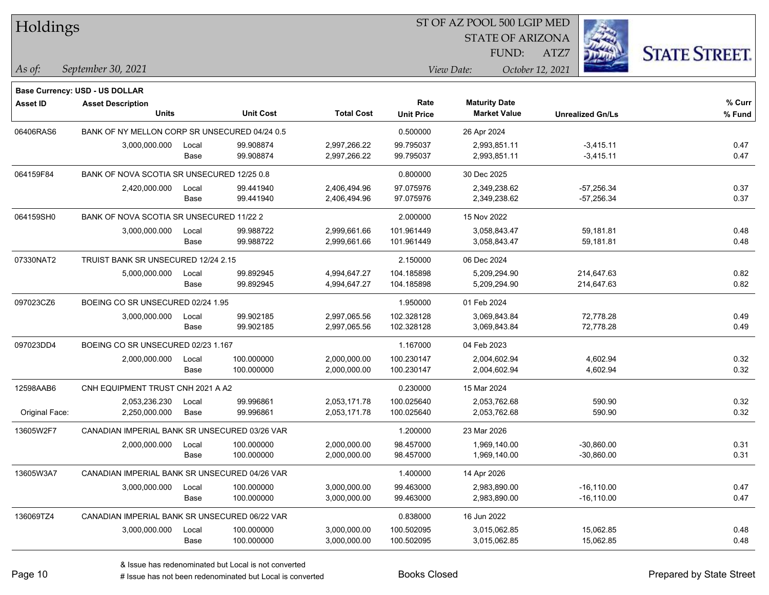# Holdings

ST OF AZ POOL 500 LGIP MED
STATE OF ARIZONA
FUND: ATZ7

*As of:* *September 30, 2021*

*View Date:* *October 12, 2021*

**Base Currency: USD - US DOLLAR**

| Asset ID | Asset Description / Units | | Unit Cost | Total Cost | Rate / Unit Price | Maturity Date / Market Value | Unrealized Gn/Ls | % Curr / % Fund |
|---|---|---|---|---|---|---|---|---|
| 06406RAS6 | BANK OF NY MELLON CORP SR UNSECURED 04/24 0.5 | | | | 0.500000 | 26 Apr 2024 | | |
| | 3,000,000.000 | Local | 99.908874 | 2,997,266.22 | 99.795037 | 2,993,851.11 | -3,415.11 | 0.47 |
| | | Base | 99.908874 | 2,997,266.22 | 99.795037 | 2,993,851.11 | -3,415.11 | 0.47 |
| 064159F84 | BANK OF NOVA SCOTIA SR UNSECURED 12/25 0.8 | | | | 0.800000 | 30 Dec 2025 | | |
| | 2,420,000.000 | Local | 99.441940 | 2,406,494.96 | 97.075976 | 2,349,238.62 | -57,256.34 | 0.37 |
| | | Base | 99.441940 | 2,406,494.96 | 97.075976 | 2,349,238.62 | -57,256.34 | 0.37 |
| 064159SH0 | BANK OF NOVA SCOTIA SR UNSECURED 11/22 2 | | | | 2.000000 | 15 Nov 2022 | | |
| | 3,000,000.000 | Local | 99.988722 | 2,999,661.66 | 101.961449 | 3,058,843.47 | 59,181.81 | 0.48 |
| | | Base | 99.988722 | 2,999,661.66 | 101.961449 | 3,058,843.47 | 59,181.81 | 0.48 |
| 07330NAT2 | TRUIST BANK SR UNSECURED 12/24 2.15 | | | | 2.150000 | 06 Dec 2024 | | |
| | 5,000,000.000 | Local | 99.892945 | 4,994,647.27 | 104.185898 | 5,209,294.90 | 214,647.63 | 0.82 |
| | | Base | 99.892945 | 4,994,647.27 | 104.185898 | 5,209,294.90 | 214,647.63 | 0.82 |
| 097023CZ6 | BOEING CO SR UNSECURED 02/24 1.95 | | | | 1.950000 | 01 Feb 2024 | | |
| | 3,000,000.000 | Local | 99.902185 | 2,997,065.56 | 102.328128 | 3,069,843.84 | 72,778.28 | 0.49 |
| | | Base | 99.902185 | 2,997,065.56 | 102.328128 | 3,069,843.84 | 72,778.28 | 0.49 |
| 097023DD4 | BOEING CO SR UNSECURED 02/23 1.167 | | | | 1.167000 | 04 Feb 2023 | | |
| | 2,000,000.000 | Local | 100.000000 | 2,000,000.00 | 100.230147 | 2,004,602.94 | 4,602.94 | 0.32 |
| | | Base | 100.000000 | 2,000,000.00 | 100.230147 | 2,004,602.94 | 4,602.94 | 0.32 |
| 12598AAB6 | CNH EQUIPMENT TRUST CNH 2021 A A2 | | | | 0.230000 | 15 Mar 2024 | | |
| | 2,053,236.230 | Local | 99.996861 | 2,053,171.78 | 100.025640 | 2,053,762.68 | 590.90 | 0.32 |
| Original Face: | 2,250,000.000 | Base | 99.996861 | 2,053,171.78 | 100.025640 | 2,053,762.68 | 590.90 | 0.32 |
| 13605W2F7 | CANADIAN IMPERIAL BANK SR UNSECURED 03/26 VAR | | | | 1.200000 | 23 Mar 2026 | | |
| | 2,000,000.000 | Local | 100.000000 | 2,000,000.00 | 98.457000 | 1,969,140.00 | -30,860.00 | 0.31 |
| | | Base | 100.000000 | 2,000,000.00 | 98.457000 | 1,969,140.00 | -30,860.00 | 0.31 |
| 13605W3A7 | CANADIAN IMPERIAL BANK SR UNSECURED 04/26 VAR | | | | 1.400000 | 14 Apr 2026 | | |
| | 3,000,000.000 | Local | 100.000000 | 3,000,000.00 | 99.463000 | 2,983,890.00 | -16,110.00 | 0.47 |
| | | Base | 100.000000 | 3,000,000.00 | 99.463000 | 2,983,890.00 | -16,110.00 | 0.47 |
| 136069TZ4 | CANADIAN IMPERIAL BANK SR UNSECURED 06/22 VAR | | | | 0.838000 | 16 Jun 2022 | | |
| | 3,000,000.000 | Local | 100.000000 | 3,000,000.00 | 100.502095 | 3,015,062.85 | 15,062.85 | 0.48 |
| | | Base | 100.000000 | 3,000,000.00 | 100.502095 | 3,015,062.85 | 15,062.85 | 0.48 |

& Issue has redenominated but Local is not converted
# Issue has not been redenominated but Local is converted

Books Closed

Prepared by State Street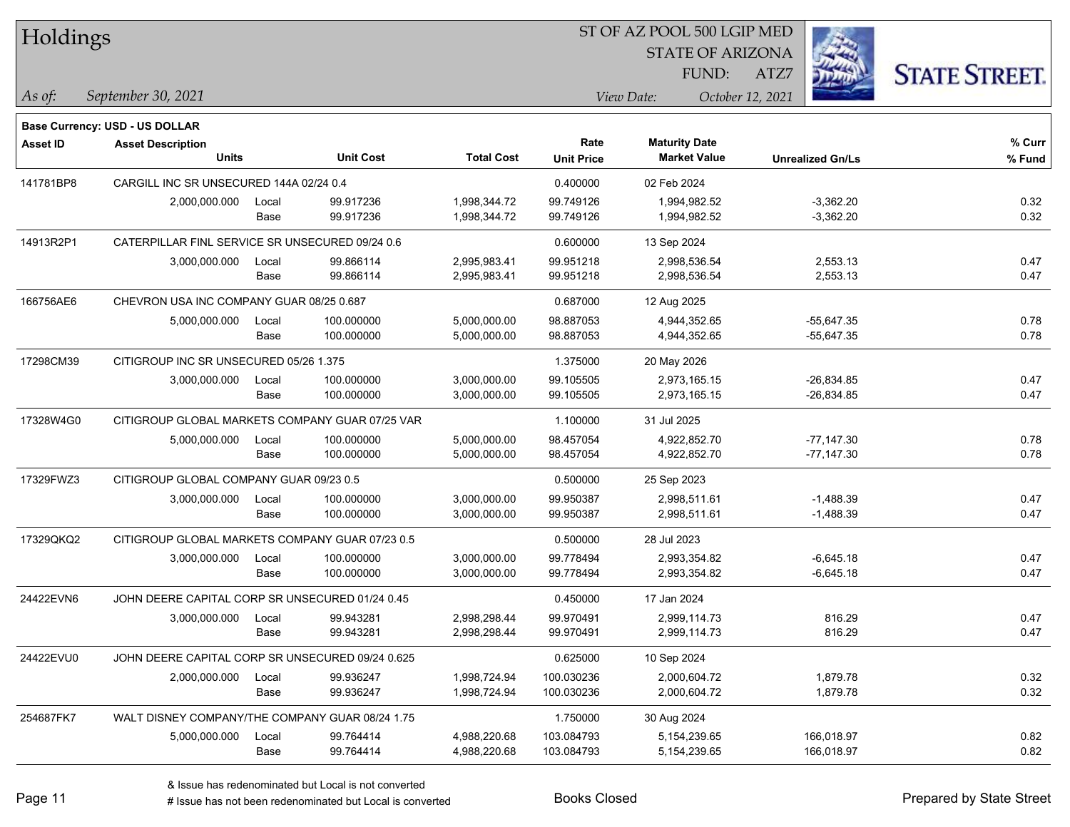# Holdings

ST OF AZ POOL 500 LGIP MED
STATE OF ARIZONA
FUND: ATZ7

*As of: September 30, 2021*
*View Date: October 12, 2021*

**Base Currency: USD - US DOLLAR**

| Asset ID | Asset Description / Units | | Unit Cost | Total Cost | Rate / Unit Price | Maturity Date / Market Value | Unrealized Gn/Ls | % Curr / % Fund |
|---|---|---|---|---|---|---|---|---|
| 141781BP8 | CARGILL INC SR UNSECURED 144A 02/24 0.4 | | | | 0.400000 | 02 Feb 2024 | | |
| | 2,000,000.000 | Local | 99.917236 | 1,998,344.72 | 99.749126 | 1,994,982.52 | -3,362.20 | 0.32 |
| | | Base | 99.917236 | 1,998,344.72 | 99.749126 | 1,994,982.52 | -3,362.20 | 0.32 |
| 14913R2P1 | CATERPILLAR FINL SERVICE SR UNSECURED 09/24 0.6 | | | | 0.600000 | 13 Sep 2024 | | |
| | 3,000,000.000 | Local | 99.866114 | 2,995,983.41 | 99.951218 | 2,998,536.54 | 2,553.13 | 0.47 |
| | | Base | 99.866114 | 2,995,983.41 | 99.951218 | 2,998,536.54 | 2,553.13 | 0.47 |
| 166756AE6 | CHEVRON USA INC COMPANY GUAR 08/25 0.687 | | | | 0.687000 | 12 Aug 2025 | | |
| | 5,000,000.000 | Local | 100.000000 | 5,000,000.00 | 98.887053 | 4,944,352.65 | -55,647.35 | 0.78 |
| | | Base | 100.000000 | 5,000,000.00 | 98.887053 | 4,944,352.65 | -55,647.35 | 0.78 |
| 17298CM39 | CITIGROUP INC SR UNSECURED 05/26 1.375 | | | | 1.375000 | 20 May 2026 | | |
| | 3,000,000.000 | Local | 100.000000 | 3,000,000.00 | 99.105505 | 2,973,165.15 | -26,834.85 | 0.47 |
| | | Base | 100.000000 | 3,000,000.00 | 99.105505 | 2,973,165.15 | -26,834.85 | 0.47 |
| 17328W4G0 | CITIGROUP GLOBAL MARKETS COMPANY GUAR 07/25 VAR | | | | 1.100000 | 31 Jul 2025 | | |
| | 5,000,000.000 | Local | 100.000000 | 5,000,000.00 | 98.457054 | 4,922,852.70 | -77,147.30 | 0.78 |
| | | Base | 100.000000 | 5,000,000.00 | 98.457054 | 4,922,852.70 | -77,147.30 | 0.78 |
| 17329FWZ3 | CITIGROUP GLOBAL COMPANY GUAR 09/23 0.5 | | | | 0.500000 | 25 Sep 2023 | | |
| | 3,000,000.000 | Local | 100.000000 | 3,000,000.00 | 99.950387 | 2,998,511.61 | -1,488.39 | 0.47 |
| | | Base | 100.000000 | 3,000,000.00 | 99.950387 | 2,998,511.61 | -1,488.39 | 0.47 |
| 17329QKQ2 | CITIGROUP GLOBAL MARKETS COMPANY GUAR 07/23 0.5 | | | | 0.500000 | 28 Jul 2023 | | |
| | 3,000,000.000 | Local | 100.000000 | 3,000,000.00 | 99.778494 | 2,993,354.82 | -6,645.18 | 0.47 |
| | | Base | 100.000000 | 3,000,000.00 | 99.778494 | 2,993,354.82 | -6,645.18 | 0.47 |
| 24422EVN6 | JOHN DEERE CAPITAL CORP SR UNSECURED 01/24 0.45 | | | | 0.450000 | 17 Jan 2024 | | |
| | 3,000,000.000 | Local | 99.943281 | 2,998,298.44 | 99.970491 | 2,999,114.73 | 816.29 | 0.47 |
| | | Base | 99.943281 | 2,998,298.44 | 99.970491 | 2,999,114.73 | 816.29 | 0.47 |
| 24422EVU0 | JOHN DEERE CAPITAL CORP SR UNSECURED 09/24 0.625 | | | | 0.625000 | 10 Sep 2024 | | |
| | 2,000,000.000 | Local | 99.936247 | 1,998,724.94 | 100.030236 | 2,000,604.72 | 1,879.78 | 0.32 |
| | | Base | 99.936247 | 1,998,724.94 | 100.030236 | 2,000,604.72 | 1,879.78 | 0.32 |
| 254687FK7 | WALT DISNEY COMPANY/THE COMPANY GUAR 08/24 1.75 | | | | 1.750000 | 30 Aug 2024 | | |
| | 5,000,000.000 | Local | 99.764414 | 4,988,220.68 | 103.084793 | 5,154,239.65 | 166,018.97 | 0.82 |
| | | Base | 99.764414 | 4,988,220.68 | 103.084793 | 5,154,239.65 | 166,018.97 | 0.82 |

& Issue has redenominated but Local is not converted
# Issue has not been redenominated but Local is converted

Books Closed

Prepared by State Street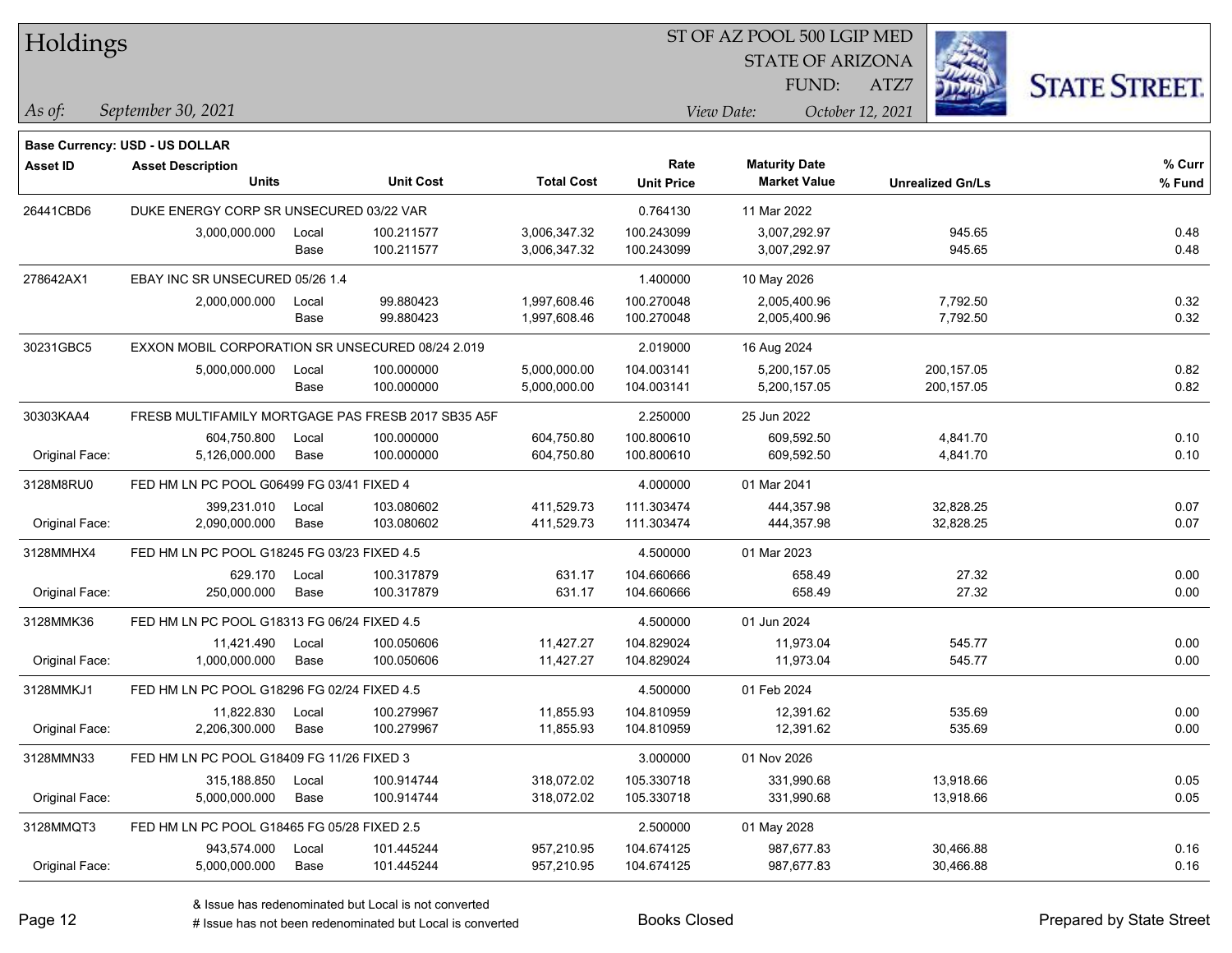# Holdings

ST OF AZ POOL 500 LGIP MED
STATE OF ARIZONA
FUND: ATZ7

*As of:* *September 30, 2021*

*View Date:* *October 12, 2021*

**Base Currency: USD - US DOLLAR**

| Asset ID | Asset Description / Units | | Unit Cost | Total Cost | Rate / Unit Price | Maturity Date / Market Value | Unrealized Gn/Ls | % Curr / % Fund |
|---|---|---|---|---|---|---|---|---|
| 26441CBD6 | DUKE ENERGY CORP SR UNSECURED 03/22 VAR | | | | 0.764130 | 11 Mar 2022 | | |
| | 3,000,000.000 | Local | 100.211577 | 3,006,347.32 | 100.243099 | 3,007,292.97 | 945.65 | 0.48 |
| | | Base | 100.211577 | 3,006,347.32 | 100.243099 | 3,007,292.97 | 945.65 | 0.48 |
| 278642AX1 | EBAY INC SR UNSECURED 05/26 1.4 | | | | 1.400000 | 10 May 2026 | | |
| | 2,000,000.000 | Local | 99.880423 | 1,997,608.46 | 100.270048 | 2,005,400.96 | 7,792.50 | 0.32 |
| | | Base | 99.880423 | 1,997,608.46 | 100.270048 | 2,005,400.96 | 7,792.50 | 0.32 |
| 30231GBC5 | EXXON MOBIL CORPORATION SR UNSECURED 08/24 2.019 | | | | 2.019000 | 16 Aug 2024 | | |
| | 5,000,000.000 | Local | 100.000000 | 5,000,000.00 | 104.003141 | 5,200,157.05 | 200,157.05 | 0.82 |
| | | Base | 100.000000 | 5,000,000.00 | 104.003141 | 5,200,157.05 | 200,157.05 | 0.82 |
| 30303KAA4 | FRESB MULTIFAMILY MORTGAGE PAS FRESB 2017 SB35 A5F | | | | 2.250000 | 25 Jun 2022 | | |
| | 604,750.800 | Local | 100.000000 | 604,750.80 | 100.800610 | 609,592.50 | 4,841.70 | 0.10 |
| Original Face: | 5,126,000.000 | Base | 100.000000 | 604,750.80 | 100.800610 | 609,592.50 | 4,841.70 | 0.10 |
| 3128M8RU0 | FED HM LN PC POOL G06499 FG 03/41 FIXED 4 | | | | 4.000000 | 01 Mar 2041 | | |
| | 399,231.010 | Local | 103.080602 | 411,529.73 | 111.303474 | 444,357.98 | 32,828.25 | 0.07 |
| Original Face: | 2,090,000.000 | Base | 103.080602 | 411,529.73 | 111.303474 | 444,357.98 | 32,828.25 | 0.07 |
| 3128MMHX4 | FED HM LN PC POOL G18245 FG 03/23 FIXED 4.5 | | | | 4.500000 | 01 Mar 2023 | | |
| | 629.170 | Local | 100.317879 | 631.17 | 104.660666 | 658.49 | 27.32 | 0.00 |
| Original Face: | 250,000.000 | Base | 100.317879 | 631.17 | 104.660666 | 658.49 | 27.32 | 0.00 |
| 3128MMK36 | FED HM LN PC POOL G18313 FG 06/24 FIXED 4.5 | | | | 4.500000 | 01 Jun 2024 | | |
| | 11,421.490 | Local | 100.050606 | 11,427.27 | 104.829024 | 11,973.04 | 545.77 | 0.00 |
| Original Face: | 1,000,000.000 | Base | 100.050606 | 11,427.27 | 104.829024 | 11,973.04 | 545.77 | 0.00 |
| 3128MMKJ1 | FED HM LN PC POOL G18296 FG 02/24 FIXED 4.5 | | | | 4.500000 | 01 Feb 2024 | | |
| | 11,822.830 | Local | 100.279967 | 11,855.93 | 104.810959 | 12,391.62 | 535.69 | 0.00 |
| Original Face: | 2,206,300.000 | Base | 100.279967 | 11,855.93 | 104.810959 | 12,391.62 | 535.69 | 0.00 |
| 3128MMN33 | FED HM LN PC POOL G18409 FG 11/26 FIXED 3 | | | | 3.000000 | 01 Nov 2026 | | |
| | 315,188.850 | Local | 100.914744 | 318,072.02 | 105.330718 | 331,990.68 | 13,918.66 | 0.05 |
| Original Face: | 5,000,000.000 | Base | 100.914744 | 318,072.02 | 105.330718 | 331,990.68 | 13,918.66 | 0.05 |
| 3128MMQT3 | FED HM LN PC POOL G18465 FG 05/28 FIXED 2.5 | | | | 2.500000 | 01 May 2028 | | |
| | 943,574.000 | Local | 101.445244 | 957,210.95 | 104.674125 | 987,677.83 | 30,466.88 | 0.16 |
| Original Face: | 5,000,000.000 | Base | 101.445244 | 957,210.95 | 104.674125 | 987,677.83 | 30,466.88 | 0.16 |

& Issue has redenominated but Local is not converted
# Issue has not been redenominated but Local is converted

Books Closed

Prepared by State Street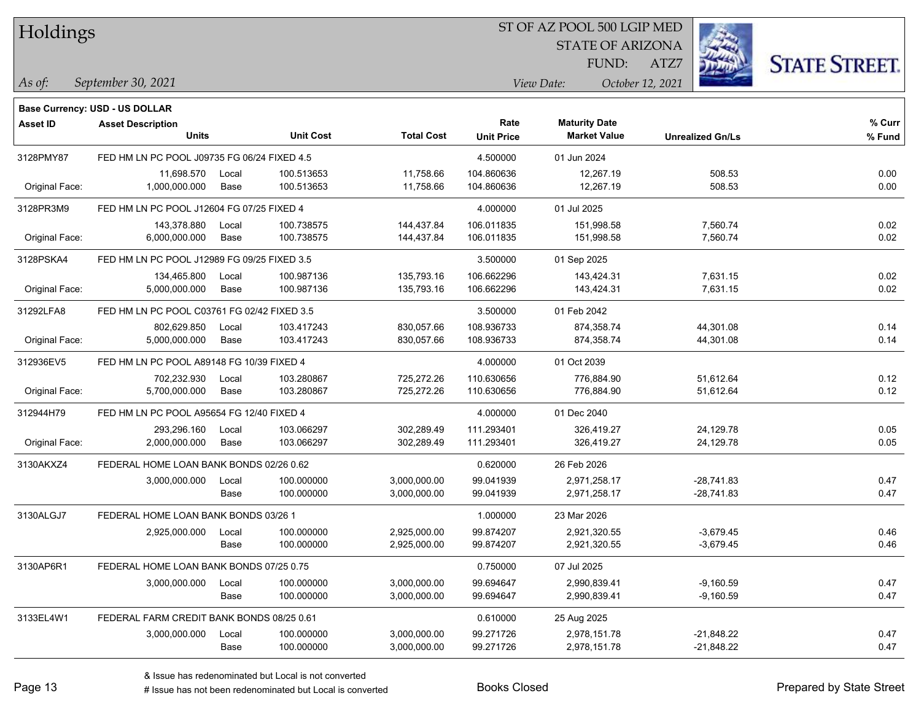# Holdings

ST OF AZ POOL 500 LGIP MED
STATE OF ARIZONA
FUND: ATZ7

*As of:* *September 30, 2021*
*View Date:* *October 12, 2021*

STATE STREET.

**Base Currency: USD - US DOLLAR**

| Asset ID | Asset Description / Units | | Unit Cost | Total Cost | Rate / Unit Price | Maturity Date / Market Value | Unrealized Gn/Ls | % Curr / % Fund |
|---|---|---|---|---|---|---|---|---|
| 3128PMY87 | FED HM LN PC POOL J09735 FG 06/24 FIXED 4.5 | | | | 4.500000 | 01 Jun 2024 | | |
| | 11,698.570 | Local | 100.513653 | 11,758.66 | 104.860636 | 12,267.19 | 508.53 | 0.00 |
| Original Face: | 1,000,000.000 | Base | 100.513653 | 11,758.66 | 104.860636 | 12,267.19 | 508.53 | 0.00 |
| 3128PR3M9 | FED HM LN PC POOL J12604 FG 07/25 FIXED 4 | | | | 4.000000 | 01 Jul 2025 | | |
| | 143,378.880 | Local | 100.738575 | 144,437.84 | 106.011835 | 151,998.58 | 7,560.74 | 0.02 |
| Original Face: | 6,000,000.000 | Base | 100.738575 | 144,437.84 | 106.011835 | 151,998.58 | 7,560.74 | 0.02 |
| 3128PSKA4 | FED HM LN PC POOL J12989 FG 09/25 FIXED 3.5 | | | | 3.500000 | 01 Sep 2025 | | |
| | 134,465.800 | Local | 100.987136 | 135,793.16 | 106.662296 | 143,424.31 | 7,631.15 | 0.02 |
| Original Face: | 5,000,000.000 | Base | 100.987136 | 135,793.16 | 106.662296 | 143,424.31 | 7,631.15 | 0.02 |
| 31292LFA8 | FED HM LN PC POOL C03761 FG 02/42 FIXED 3.5 | | | | 3.500000 | 01 Feb 2042 | | |
| | 802,629.850 | Local | 103.417243 | 830,057.66 | 108.936733 | 874,358.74 | 44,301.08 | 0.14 |
| Original Face: | 5,000,000.000 | Base | 103.417243 | 830,057.66 | 108.936733 | 874,358.74 | 44,301.08 | 0.14 |
| 312936EV5 | FED HM LN PC POOL A89148 FG 10/39 FIXED 4 | | | | 4.000000 | 01 Oct 2039 | | |
| | 702,232.930 | Local | 103.280867 | 725,272.26 | 110.630656 | 776,884.90 | 51,612.64 | 0.12 |
| Original Face: | 5,700,000.000 | Base | 103.280867 | 725,272.26 | 110.630656 | 776,884.90 | 51,612.64 | 0.12 |
| 312944H79 | FED HM LN PC POOL A95654 FG 12/40 FIXED 4 | | | | 4.000000 | 01 Dec 2040 | | |
| | 293,296.160 | Local | 103.066297 | 302,289.49 | 111.293401 | 326,419.27 | 24,129.78 | 0.05 |
| Original Face: | 2,000,000.000 | Base | 103.066297 | 302,289.49 | 111.293401 | 326,419.27 | 24,129.78 | 0.05 |
| 3130AKXZ4 | FEDERAL HOME LOAN BANK BONDS 02/26 0.62 | | | | 0.620000 | 26 Feb 2026 | | |
| | 3,000,000.000 | Local | 100.000000 | 3,000,000.00 | 99.041939 | 2,971,258.17 | -28,741.83 | 0.47 |
| | | Base | 100.000000 | 3,000,000.00 | 99.041939 | 2,971,258.17 | -28,741.83 | 0.47 |
| 3130ALGJ7 | FEDERAL HOME LOAN BANK BONDS 03/26 1 | | | | 1.000000 | 23 Mar 2026 | | |
| | 2,925,000.000 | Local | 100.000000 | 2,925,000.00 | 99.874207 | 2,921,320.55 | -3,679.45 | 0.46 |
| | | Base | 100.000000 | 2,925,000.00 | 99.874207 | 2,921,320.55 | -3,679.45 | 0.46 |
| 3130AP6R1 | FEDERAL HOME LOAN BANK BONDS 07/25 0.75 | | | | 0.750000 | 07 Jul 2025 | | |
| | 3,000,000.000 | Local | 100.000000 | 3,000,000.00 | 99.694647 | 2,990,839.41 | -9,160.59 | 0.47 |
| | | Base | 100.000000 | 3,000,000.00 | 99.694647 | 2,990,839.41 | -9,160.59 | 0.47 |
| 3133EL4W1 | FEDERAL FARM CREDIT BANK BONDS 08/25 0.61 | | | | 0.610000 | 25 Aug 2025 | | |
| | 3,000,000.000 | Local | 100.000000 | 3,000,000.00 | 99.271726 | 2,978,151.78 | -21,848.22 | 0.47 |
| | | Base | 100.000000 | 3,000,000.00 | 99.271726 | 2,978,151.78 | -21,848.22 | 0.47 |

& Issue has redenominated but Local is not converted
# Issue has not been redenominated but Local is converted

Books Closed

Prepared by State Street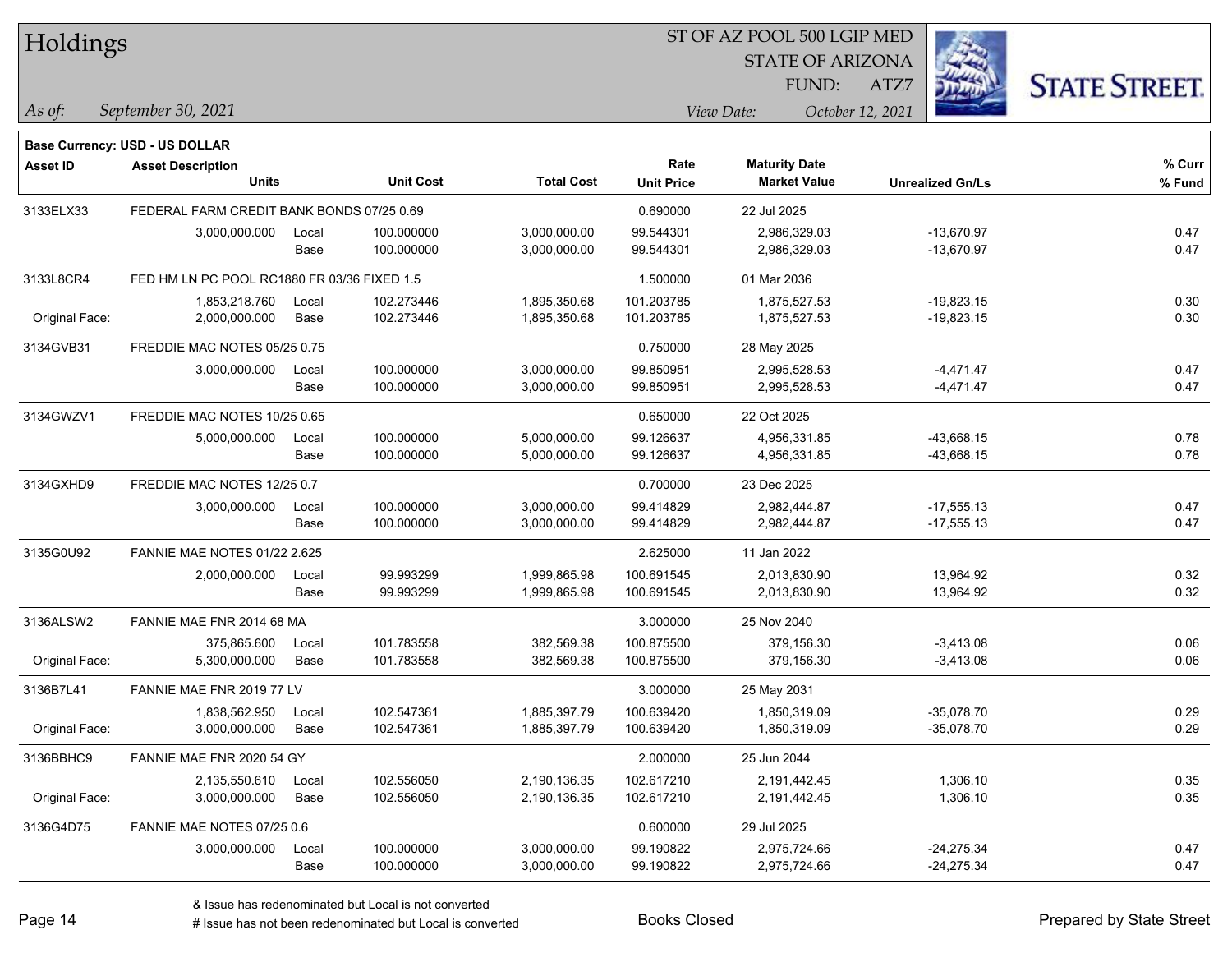# Holdings

ST OF AZ POOL 500 LGIP MED
STATE OF ARIZONA
FUND: ATZ7

*As of:* *September 30, 2021*

*View Date:* *October 12, 2021*

**Base Currency: USD - US DOLLAR**

| Asset ID | Asset Description / Units | | Unit Cost | Total Cost | Rate / Unit Price | Maturity Date / Market Value | Unrealized Gn/Ls | % Curr / % Fund |
|---|---|---|---|---|---|---|---|---|
| 3133ELX33 | FEDERAL FARM CREDIT BANK BONDS 07/25 0.69 | | | | 0.690000 | 22 Jul 2025 | | |
| | 3,000,000.000 | Local | 100.000000 | 3,000,000.00 | 99.544301 | 2,986,329.03 | -13,670.97 | 0.47 |
| | | Base | 100.000000 | 3,000,000.00 | 99.544301 | 2,986,329.03 | -13,670.97 | 0.47 |
| 3133L8CR4 | FED HM LN PC POOL RC1880 FR 03/36 FIXED 1.5 | | | | 1.500000 | 01 Mar 2036 | | |
| | 1,853,218.760 | Local | 102.273446 | 1,895,350.68 | 101.203785 | 1,875,527.53 | -19,823.15 | 0.30 |
| Original Face: | 2,000,000.000 | Base | 102.273446 | 1,895,350.68 | 101.203785 | 1,875,527.53 | -19,823.15 | 0.30 |
| 3134GVB31 | FREDDIE MAC NOTES 05/25 0.75 | | | | 0.750000 | 28 May 2025 | | |
| | 3,000,000.000 | Local | 100.000000 | 3,000,000.00 | 99.850951 | 2,995,528.53 | -4,471.47 | 0.47 |
| | | Base | 100.000000 | 3,000,000.00 | 99.850951 | 2,995,528.53 | -4,471.47 | 0.47 |
| 3134GWZV1 | FREDDIE MAC NOTES 10/25 0.65 | | | | 0.650000 | 22 Oct 2025 | | |
| | 5,000,000.000 | Local | 100.000000 | 5,000,000.00 | 99.126637 | 4,956,331.85 | -43,668.15 | 0.78 |
| | | Base | 100.000000 | 5,000,000.00 | 99.126637 | 4,956,331.85 | -43,668.15 | 0.78 |
| 3134GXHD9 | FREDDIE MAC NOTES 12/25 0.7 | | | | 0.700000 | 23 Dec 2025 | | |
| | 3,000,000.000 | Local | 100.000000 | 3,000,000.00 | 99.414829 | 2,982,444.87 | -17,555.13 | 0.47 |
| | | Base | 100.000000 | 3,000,000.00 | 99.414829 | 2,982,444.87 | -17,555.13 | 0.47 |
| 3135G0U92 | FANNIE MAE NOTES 01/22 2.625 | | | | 2.625000 | 11 Jan 2022 | | |
| | 2,000,000.000 | Local | 99.993299 | 1,999,865.98 | 100.691545 | 2,013,830.90 | 13,964.92 | 0.32 |
| | | Base | 99.993299 | 1,999,865.98 | 100.691545 | 2,013,830.90 | 13,964.92 | 0.32 |
| 3136ALSW2 | FANNIE MAE FNR 2014 68 MA | | | | 3.000000 | 25 Nov 2040 | | |
| | 375,865.600 | Local | 101.783558 | 382,569.38 | 100.875500 | 379,156.30 | -3,413.08 | 0.06 |
| Original Face: | 5,300,000.000 | Base | 101.783558 | 382,569.38 | 100.875500 | 379,156.30 | -3,413.08 | 0.06 |
| 3136B7L41 | FANNIE MAE FNR 2019 77 LV | | | | 3.000000 | 25 May 2031 | | |
| | 1,838,562.950 | Local | 102.547361 | 1,885,397.79 | 100.639420 | 1,850,319.09 | -35,078.70 | 0.29 |
| Original Face: | 3,000,000.000 | Base | 102.547361 | 1,885,397.79 | 100.639420 | 1,850,319.09 | -35,078.70 | 0.29 |
| 3136BBHC9 | FANNIE MAE FNR 2020 54 GY | | | | 2.000000 | 25 Jun 2044 | | |
| | 2,135,550.610 | Local | 102.556050 | 2,190,136.35 | 102.617210 | 2,191,442.45 | 1,306.10 | 0.35 |
| Original Face: | 3,000,000.000 | Base | 102.556050 | 2,190,136.35 | 102.617210 | 2,191,442.45 | 1,306.10 | 0.35 |
| 3136G4D75 | FANNIE MAE NOTES 07/25 0.6 | | | | 0.600000 | 29 Jul 2025 | | |
| | 3,000,000.000 | Local | 100.000000 | 3,000,000.00 | 99.190822 | 2,975,724.66 | -24,275.34 | 0.47 |
| | | Base | 100.000000 | 3,000,000.00 | 99.190822 | 2,975,724.66 | -24,275.34 | 0.47 |

& Issue has redenominated but Local is not converted
# Issue has not been redenominated but Local is converted

Books Closed

Prepared by State Street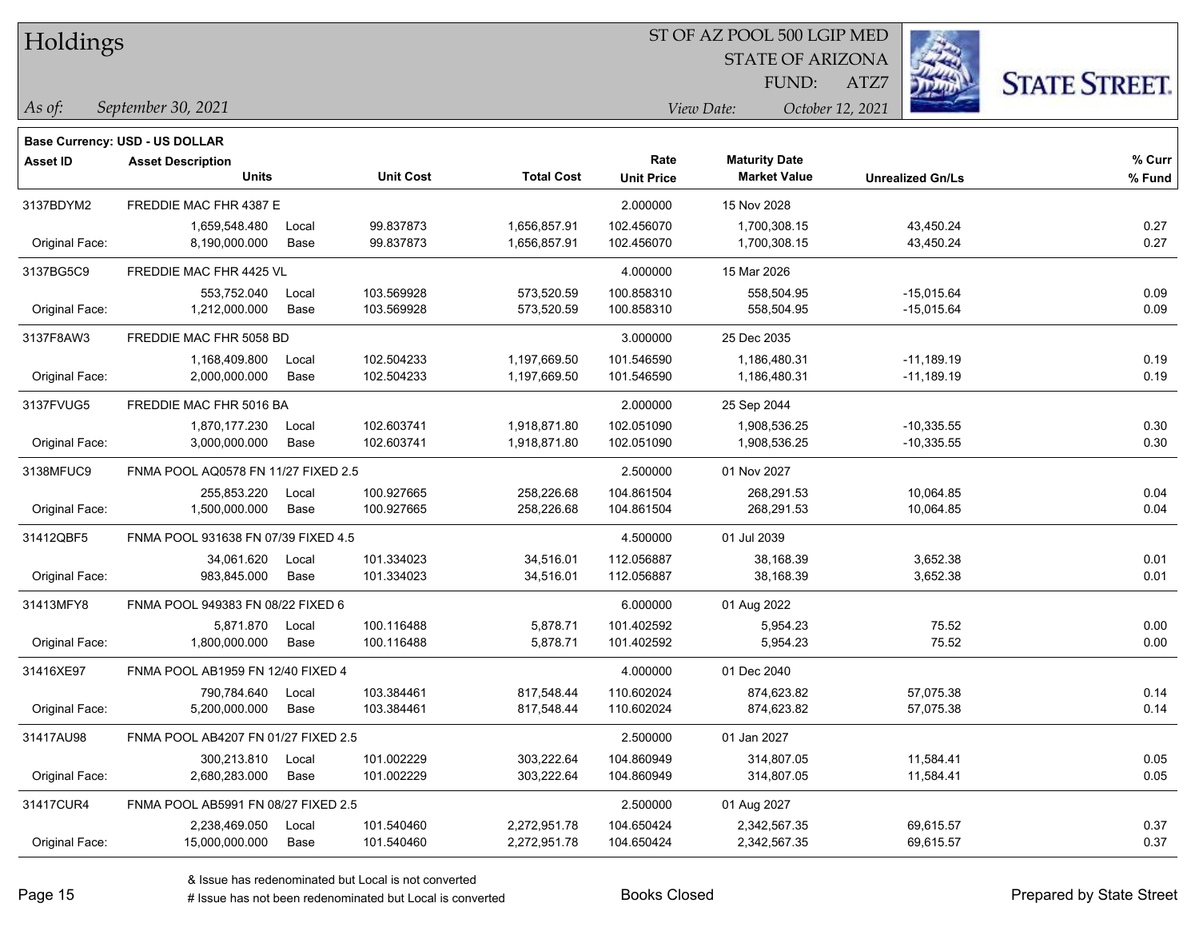# Holdings

ST OF AZ POOL 500 LGIP MED
STATE OF ARIZONA
FUND: ATZ7

*As of:* *September 30, 2021*

*View Date:* *October 12, 2021*

**Base Currency: USD - US DOLLAR**

| Asset ID | Asset Description / Units | | Unit Cost | Total Cost | Rate / Unit Price | Maturity Date / Market Value | Unrealized Gn/Ls | % Curr / % Fund |
|---|---|---|---|---|---|---|---|---|
| 3137BDYM2 | FREDDIE MAC FHR 4387 E | | | | 2.000000 | 15 Nov 2028 | | |
| | 1,659,548.480 | Local | 99.837873 | 1,656,857.91 | 102.456070 | 1,700,308.15 | 43,450.24 | 0.27 |
| Original Face: | 8,190,000.000 | Base | 99.837873 | 1,656,857.91 | 102.456070 | 1,700,308.15 | 43,450.24 | 0.27 |
| 3137BG5C9 | FREDDIE MAC FHR 4425 VL | | | | 4.000000 | 15 Mar 2026 | | |
| | 553,752.040 | Local | 103.569928 | 573,520.59 | 100.858310 | 558,504.95 | -15,015.64 | 0.09 |
| Original Face: | 1,212,000.000 | Base | 103.569928 | 573,520.59 | 100.858310 | 558,504.95 | -15,015.64 | 0.09 |
| 3137F8AW3 | FREDDIE MAC FHR 5058 BD | | | | 3.000000 | 25 Dec 2035 | | |
| | 1,168,409.800 | Local | 102.504233 | 1,197,669.50 | 101.546590 | 1,186,480.31 | -11,189.19 | 0.19 |
| Original Face: | 2,000,000.000 | Base | 102.504233 | 1,197,669.50 | 101.546590 | 1,186,480.31 | -11,189.19 | 0.19 |
| 3137FVUG5 | FREDDIE MAC FHR 5016 BA | | | | 2.000000 | 25 Sep 2044 | | |
| | 1,870,177.230 | Local | 102.603741 | 1,918,871.80 | 102.051090 | 1,908,536.25 | -10,335.55 | 0.30 |
| Original Face: | 3,000,000.000 | Base | 102.603741 | 1,918,871.80 | 102.051090 | 1,908,536.25 | -10,335.55 | 0.30 |
| 3138MFUC9 | FNMA POOL AQ0578 FN 11/27 FIXED 2.5 | | | | 2.500000 | 01 Nov 2027 | | |
| | 255,853.220 | Local | 100.927665 | 258,226.68 | 104.861504 | 268,291.53 | 10,064.85 | 0.04 |
| Original Face: | 1,500,000.000 | Base | 100.927665 | 258,226.68 | 104.861504 | 268,291.53 | 10,064.85 | 0.04 |
| 31412QBF5 | FNMA POOL 931638 FN 07/39 FIXED 4.5 | | | | 4.500000 | 01 Jul 2039 | | |
| | 34,061.620 | Local | 101.334023 | 34,516.01 | 112.056887 | 38,168.39 | 3,652.38 | 0.01 |
| Original Face: | 983,845.000 | Base | 101.334023 | 34,516.01 | 112.056887 | 38,168.39 | 3,652.38 | 0.01 |
| 31413MFY8 | FNMA POOL 949383 FN 08/22 FIXED 6 | | | | 6.000000 | 01 Aug 2022 | | |
| | 5,871.870 | Local | 100.116488 | 5,878.71 | 101.402592 | 5,954.23 | 75.52 | 0.00 |
| Original Face: | 1,800,000.000 | Base | 100.116488 | 5,878.71 | 101.402592 | 5,954.23 | 75.52 | 0.00 |
| 31416XE97 | FNMA POOL AB1959 FN 12/40 FIXED 4 | | | | 4.000000 | 01 Dec 2040 | | |
| | 790,784.640 | Local | 103.384461 | 817,548.44 | 110.602024 | 874,623.82 | 57,075.38 | 0.14 |
| Original Face: | 5,200,000.000 | Base | 103.384461 | 817,548.44 | 110.602024 | 874,623.82 | 57,075.38 | 0.14 |
| 31417AU98 | FNMA POOL AB4207 FN 01/27 FIXED 2.5 | | | | 2.500000 | 01 Jan 2027 | | |
| | 300,213.810 | Local | 101.002229 | 303,222.64 | 104.860949 | 314,807.05 | 11,584.41 | 0.05 |
| Original Face: | 2,680,283.000 | Base | 101.002229 | 303,222.64 | 104.860949 | 314,807.05 | 11,584.41 | 0.05 |
| 31417CUR4 | FNMA POOL AB5991 FN 08/27 FIXED 2.5 | | | | 2.500000 | 01 Aug 2027 | | |
| | 2,238,469.050 | Local | 101.540460 | 2,272,951.78 | 104.650424 | 2,342,567.35 | 69,615.57 | 0.37 |
| Original Face: | 15,000,000.000 | Base | 101.540460 | 2,272,951.78 | 104.650424 | 2,342,567.35 | 69,615.57 | 0.37 |

& Issue has redenominated but Local is not converted
# Issue has not been redenominated but Local is converted

Books Closed

Prepared by State Street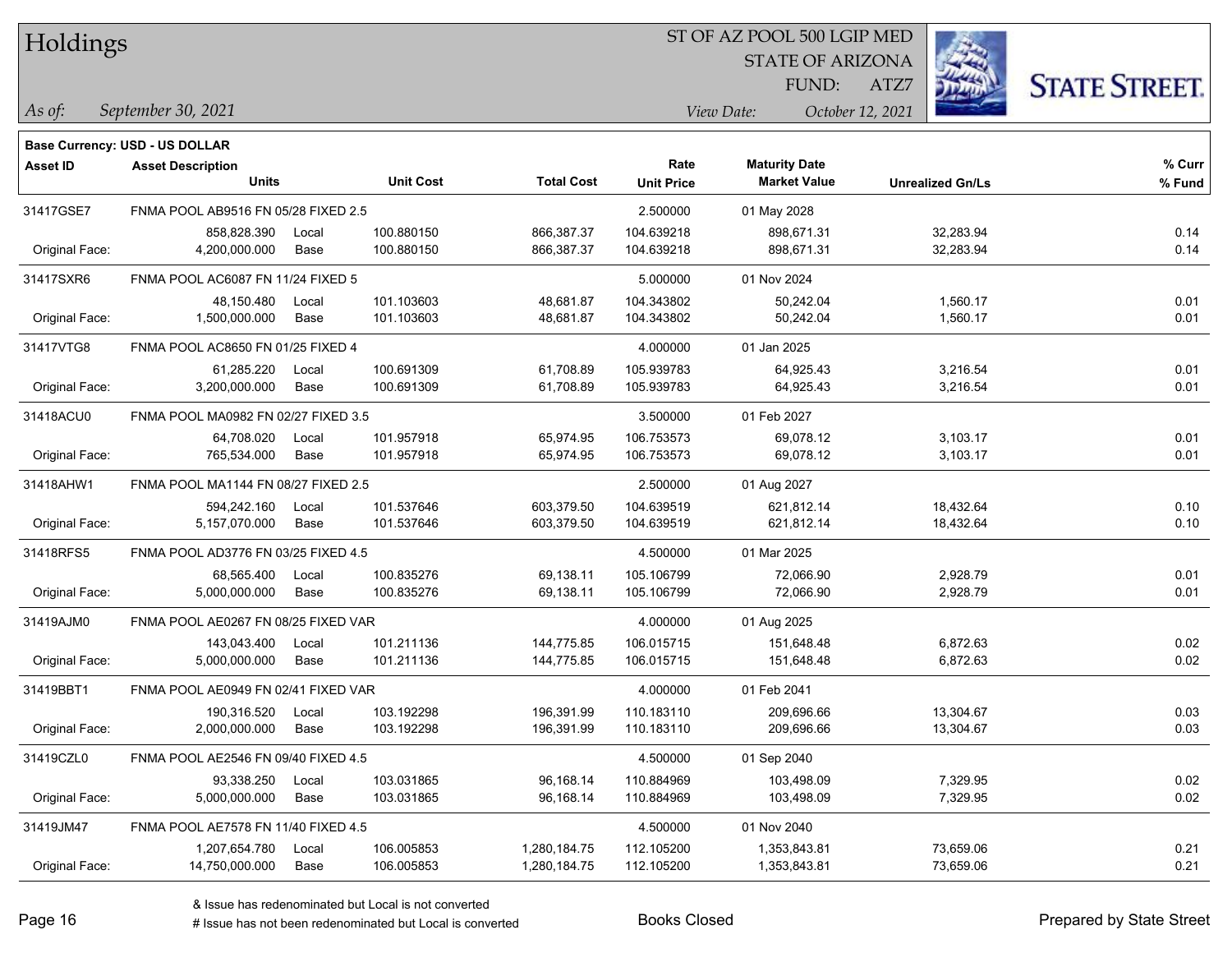# Holdings

ST OF AZ POOL 500 LGIP MED
STATE OF ARIZONA
FUND: ATZ7

*As of:* *September 30, 2021*

*View Date:* *October 12, 2021*

**Base Currency: USD - US DOLLAR**

| Asset ID | Asset Description / Units | | Unit Cost | Total Cost | Rate / Unit Price | Maturity Date / Market Value | Unrealized Gn/Ls | % Curr / % Fund |
|---|---|---|---|---|---|---|---|---|
| 31417GSE7 | FNMA POOL AB9516 FN 05/28 FIXED 2.5 | | | | 2.500000 | 01 May 2028 | | |
| | 858,828.390 | Local | 100.880150 | 866,387.37 | 104.639218 | 898,671.31 | 32,283.94 | 0.14 |
| Original Face: | 4,200,000.000 | Base | 100.880150 | 866,387.37 | 104.639218 | 898,671.31 | 32,283.94 | 0.14 |
| 31417SXR6 | FNMA POOL AC6087 FN 11/24 FIXED 5 | | | | 5.000000 | 01 Nov 2024 | | |
| | 48,150.480 | Local | 101.103603 | 48,681.87 | 104.343802 | 50,242.04 | 1,560.17 | 0.01 |
| Original Face: | 1,500,000.000 | Base | 101.103603 | 48,681.87 | 104.343802 | 50,242.04 | 1,560.17 | 0.01 |
| 31417VTG8 | FNMA POOL AC8650 FN 01/25 FIXED 4 | | | | 4.000000 | 01 Jan 2025 | | |
| | 61,285.220 | Local | 100.691309 | 61,708.89 | 105.939783 | 64,925.43 | 3,216.54 | 0.01 |
| Original Face: | 3,200,000.000 | Base | 100.691309 | 61,708.89 | 105.939783 | 64,925.43 | 3,216.54 | 0.01 |
| 31418ACU0 | FNMA POOL MA0982 FN 02/27 FIXED 3.5 | | | | 3.500000 | 01 Feb 2027 | | |
| | 64,708.020 | Local | 101.957918 | 65,974.95 | 106.753573 | 69,078.12 | 3,103.17 | 0.01 |
| Original Face: | 765,534.000 | Base | 101.957918 | 65,974.95 | 106.753573 | 69,078.12 | 3,103.17 | 0.01 |
| 31418AHW1 | FNMA POOL MA1144 FN 08/27 FIXED 2.5 | | | | 2.500000 | 01 Aug 2027 | | |
| | 594,242.160 | Local | 101.537646 | 603,379.50 | 104.639519 | 621,812.14 | 18,432.64 | 0.10 |
| Original Face: | 5,157,070.000 | Base | 101.537646 | 603,379.50 | 104.639519 | 621,812.14 | 18,432.64 | 0.10 |
| 31418RFS5 | FNMA POOL AD3776 FN 03/25 FIXED 4.5 | | | | 4.500000 | 01 Mar 2025 | | |
| | 68,565.400 | Local | 100.835276 | 69,138.11 | 105.106799 | 72,066.90 | 2,928.79 | 0.01 |
| Original Face: | 5,000,000.000 | Base | 100.835276 | 69,138.11 | 105.106799 | 72,066.90 | 2,928.79 | 0.01 |
| 31419AJM0 | FNMA POOL AE0267 FN 08/25 FIXED VAR | | | | 4.000000 | 01 Aug 2025 | | |
| | 143,043.400 | Local | 101.211136 | 144,775.85 | 106.015715 | 151,648.48 | 6,872.63 | 0.02 |
| Original Face: | 5,000,000.000 | Base | 101.211136 | 144,775.85 | 106.015715 | 151,648.48 | 6,872.63 | 0.02 |
| 31419BBT1 | FNMA POOL AE0949 FN 02/41 FIXED VAR | | | | 4.000000 | 01 Feb 2041 | | |
| | 190,316.520 | Local | 103.192298 | 196,391.99 | 110.183110 | 209,696.66 | 13,304.67 | 0.03 |
| Original Face: | 2,000,000.000 | Base | 103.192298 | 196,391.99 | 110.183110 | 209,696.66 | 13,304.67 | 0.03 |
| 31419CZL0 | FNMA POOL AE2546 FN 09/40 FIXED 4.5 | | | | 4.500000 | 01 Sep 2040 | | |
| | 93,338.250 | Local | 103.031865 | 96,168.14 | 110.884969 | 103,498.09 | 7,329.95 | 0.02 |
| Original Face: | 5,000,000.000 | Base | 103.031865 | 96,168.14 | 110.884969 | 103,498.09 | 7,329.95 | 0.02 |
| 31419JM47 | FNMA POOL AE7578 FN 11/40 FIXED 4.5 | | | | 4.500000 | 01 Nov 2040 | | |
| | 1,207,654.780 | Local | 106.005853 | 1,280,184.75 | 112.105200 | 1,353,843.81 | 73,659.06 | 0.21 |
| Original Face: | 14,750,000.000 | Base | 106.005853 | 1,280,184.75 | 112.105200 | 1,353,843.81 | 73,659.06 | 0.21 |

& Issue has redenominated but Local is not converted
# Issue has not been redenominated but Local is converted

Books Closed

Prepared by State Street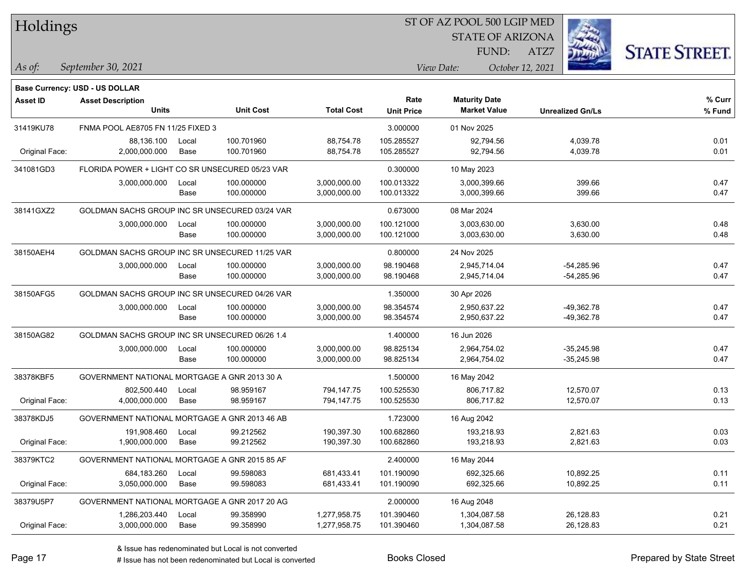# Holdings

ST OF AZ POOL 500 LGIP MED
STATE OF ARIZONA
FUND: ATZ7

*As of:* *September 30, 2021*

*View Date:* *October 12, 2021*

**Base Currency: USD - US DOLLAR**

| Asset ID | Asset Description / Units | | Unit Cost | Total Cost | Rate / Unit Price | Maturity Date / Market Value | Unrealized Gn/Ls | % Curr / % Fund |
|---|---|---|---|---|---|---|---|---|
| 31419KU78 | FNMA POOL AE8705 FN 11/25 FIXED 3 | | | | 3.000000 | 01 Nov 2025 | | |
| | 88,136.100 | Local | 100.701960 | 88,754.78 | 105.285527 | 92,794.56 | 4,039.78 | 0.01 |
| Original Face: | 2,000,000.000 | Base | 100.701960 | 88,754.78 | 105.285527 | 92,794.56 | 4,039.78 | 0.01 |
| 341081GD3 | FLORIDA POWER + LIGHT CO SR UNSECURED 05/23 VAR | | | | 0.300000 | 10 May 2023 | | |
| | 3,000,000.000 | Local | 100.000000 | 3,000,000.00 | 100.013322 | 3,000,399.66 | 399.66 | 0.47 |
| | | Base | 100.000000 | 3,000,000.00 | 100.013322 | 3,000,399.66 | 399.66 | 0.47 |
| 38141GXZ2 | GOLDMAN SACHS GROUP INC SR UNSECURED 03/24 VAR | | | | 0.673000 | 08 Mar 2024 | | |
| | 3,000,000.000 | Local | 100.000000 | 3,000,000.00 | 100.121000 | 3,003,630.00 | 3,630.00 | 0.48 |
| | | Base | 100.000000 | 3,000,000.00 | 100.121000 | 3,003,630.00 | 3,630.00 | 0.48 |
| 38150AEH4 | GOLDMAN SACHS GROUP INC SR UNSECURED 11/25 VAR | | | | 0.800000 | 24 Nov 2025 | | |
| | 3,000,000.000 | Local | 100.000000 | 3,000,000.00 | 98.190468 | 2,945,714.04 | -54,285.96 | 0.47 |
| | | Base | 100.000000 | 3,000,000.00 | 98.190468 | 2,945,714.04 | -54,285.96 | 0.47 |
| 38150AFG5 | GOLDMAN SACHS GROUP INC SR UNSECURED 04/26 VAR | | | | 1.350000 | 30 Apr 2026 | | |
| | 3,000,000.000 | Local | 100.000000 | 3,000,000.00 | 98.354574 | 2,950,637.22 | -49,362.78 | 0.47 |
| | | Base | 100.000000 | 3,000,000.00 | 98.354574 | 2,950,637.22 | -49,362.78 | 0.47 |
| 38150AG82 | GOLDMAN SACHS GROUP INC SR UNSECURED 06/26 1.4 | | | | 1.400000 | 16 Jun 2026 | | |
| | 3,000,000.000 | Local | 100.000000 | 3,000,000.00 | 98.825134 | 2,964,754.02 | -35,245.98 | 0.47 |
| | | Base | 100.000000 | 3,000,000.00 | 98.825134 | 2,964,754.02 | -35,245.98 | 0.47 |
| 38378KBF5 | GOVERNMENT NATIONAL MORTGAGE A GNR 2013 30 A | | | | 1.500000 | 16 May 2042 | | |
| | 802,500.440 | Local | 98.959167 | 794,147.75 | 100.525530 | 806,717.82 | 12,570.07 | 0.13 |
| Original Face: | 4,000,000.000 | Base | 98.959167 | 794,147.75 | 100.525530 | 806,717.82 | 12,570.07 | 0.13 |
| 38378KDJ5 | GOVERNMENT NATIONAL MORTGAGE A GNR 2013 46 AB | | | | 1.723000 | 16 Aug 2042 | | |
| | 191,908.460 | Local | 99.212562 | 190,397.30 | 100.682860 | 193,218.93 | 2,821.63 | 0.03 |
| Original Face: | 1,900,000.000 | Base | 99.212562 | 190,397.30 | 100.682860 | 193,218.93 | 2,821.63 | 0.03 |
| 38379KTC2 | GOVERNMENT NATIONAL MORTGAGE A GNR 2015 85 AF | | | | 2.400000 | 16 May 2044 | | |
| | 684,183.260 | Local | 99.598083 | 681,433.41 | 101.190090 | 692,325.66 | 10,892.25 | 0.11 |
| Original Face: | 3,050,000.000 | Base | 99.598083 | 681,433.41 | 101.190090 | 692,325.66 | 10,892.25 | 0.11 |
| 38379U5P7 | GOVERNMENT NATIONAL MORTGAGE A GNR 2017 20 AG | | | | 2.000000 | 16 Aug 2048 | | |
| | 1,286,203.440 | Local | 99.358990 | 1,277,958.75 | 101.390460 | 1,304,087.58 | 26,128.83 | 0.21 |
| Original Face: | 3,000,000.000 | Base | 99.358990 | 1,277,958.75 | 101.390460 | 1,304,087.58 | 26,128.83 | 0.21 |

& Issue has redenominated but Local is not converted
# Issue has not been redenominated but Local is converted

Books Closed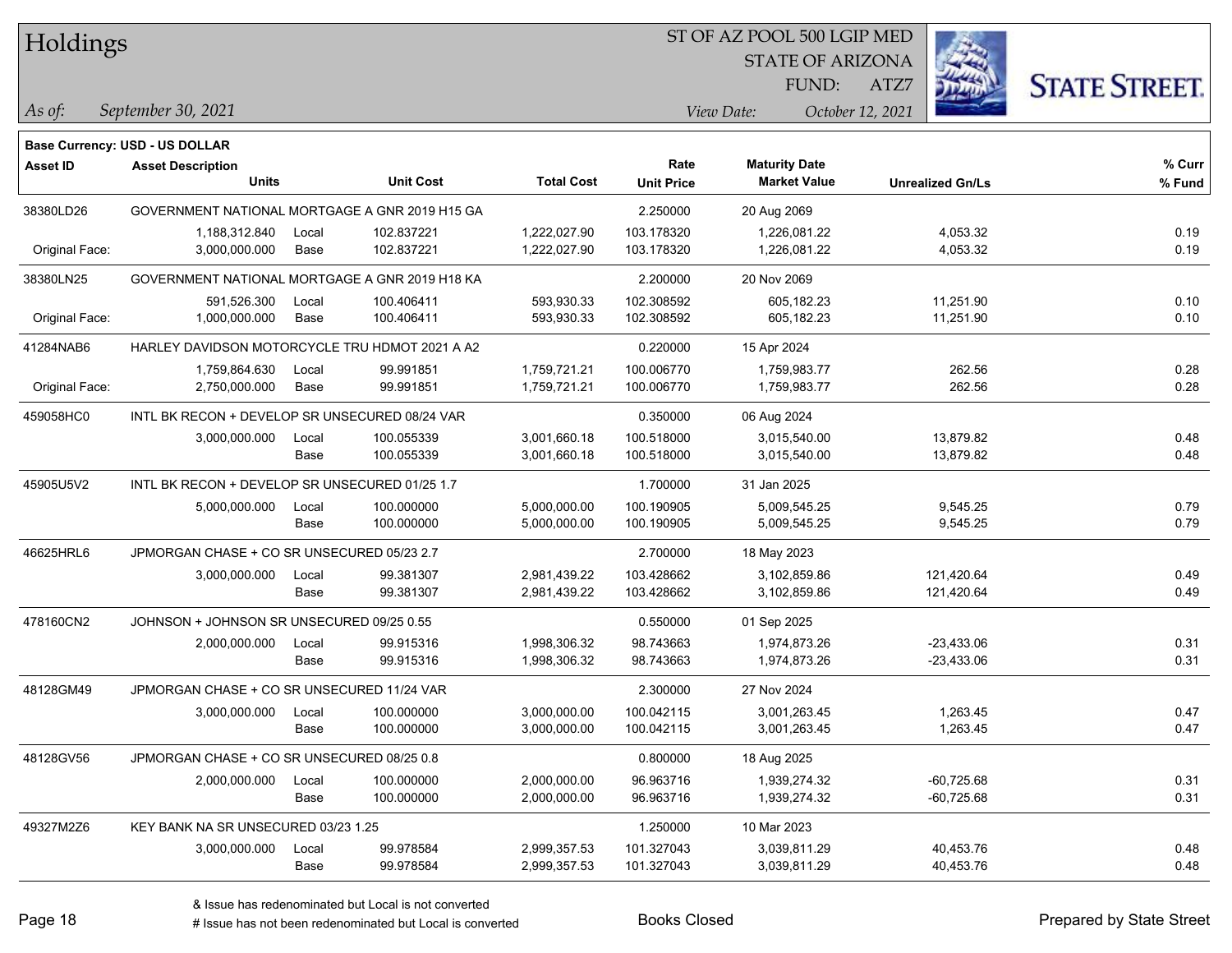# Holdings

ST OF AZ POOL 500 LGIP MED
STATE OF ARIZONA
FUND: ATZ7

*As of:* September 30, 2021
*View Date:* October 12, 2021

**Base Currency: USD - US DOLLAR**

| Asset ID | Asset Description / Units | | Unit Cost | Total Cost | Rate / Unit Price | Maturity Date / Market Value | Unrealized Gn/Ls | % Curr / % Fund |
|---|---|---|---|---|---|---|---|---|
| 38380LD26 | GOVERNMENT NATIONAL MORTGAGE A GNR 2019 H15 GA | | | | 2.250000 | 20 Aug 2069 | | |
| | 1,188,312.840 | Local | 102.837221 | 1,222,027.90 | 103.178320 | 1,226,081.22 | 4,053.32 | 0.19 |
| Original Face: | 3,000,000.000 | Base | 102.837221 | 1,222,027.90 | 103.178320 | 1,226,081.22 | 4,053.32 | 0.19 |
| 38380LN25 | GOVERNMENT NATIONAL MORTGAGE A GNR 2019 H18 KA | | | | 2.200000 | 20 Nov 2069 | | |
| | 591,526.300 | Local | 100.406411 | 593,930.33 | 102.308592 | 605,182.23 | 11,251.90 | 0.10 |
| Original Face: | 1,000,000.000 | Base | 100.406411 | 593,930.33 | 102.308592 | 605,182.23 | 11,251.90 | 0.10 |
| 41284NAB6 | HARLEY DAVIDSON MOTORCYCLE TRU HDMOT 2021 A A2 | | | | 0.220000 | 15 Apr 2024 | | |
| | 1,759,864.630 | Local | 99.991851 | 1,759,721.21 | 100.006770 | 1,759,983.77 | 262.56 | 0.28 |
| Original Face: | 2,750,000.000 | Base | 99.991851 | 1,759,721.21 | 100.006770 | 1,759,983.77 | 262.56 | 0.28 |
| 459058HC0 | INTL BK RECON + DEVELOP SR UNSECURED 08/24 VAR | | | | 0.350000 | 06 Aug 2024 | | |
| | 3,000,000.000 | Local | 100.055339 | 3,001,660.18 | 100.518000 | 3,015,540.00 | 13,879.82 | 0.48 |
| | | Base | 100.055339 | 3,001,660.18 | 100.518000 | 3,015,540.00 | 13,879.82 | 0.48 |
| 45905U5V2 | INTL BK RECON + DEVELOP SR UNSECURED 01/25 1.7 | | | | 1.700000 | 31 Jan 2025 | | |
| | 5,000,000.000 | Local | 100.000000 | 5,000,000.00 | 100.190905 | 5,009,545.25 | 9,545.25 | 0.79 |
| | | Base | 100.000000 | 5,000,000.00 | 100.190905 | 5,009,545.25 | 9,545.25 | 0.79 |
| 46625HRL6 | JPMORGAN CHASE + CO SR UNSECURED 05/23 2.7 | | | | 2.700000 | 18 May 2023 | | |
| | 3,000,000.000 | Local | 99.381307 | 2,981,439.22 | 103.428662 | 3,102,859.86 | 121,420.64 | 0.49 |
| | | Base | 99.381307 | 2,981,439.22 | 103.428662 | 3,102,859.86 | 121,420.64 | 0.49 |
| 478160CN2 | JOHNSON + JOHNSON SR UNSECURED 09/25 0.55 | | | | 0.550000 | 01 Sep 2025 | | |
| | 2,000,000.000 | Local | 99.915316 | 1,998,306.32 | 98.743663 | 1,974,873.26 | -23,433.06 | 0.31 |
| | | Base | 99.915316 | 1,998,306.32 | 98.743663 | 1,974,873.26 | -23,433.06 | 0.31 |
| 48128GM49 | JPMORGAN CHASE + CO SR UNSECURED 11/24 VAR | | | | 2.300000 | 27 Nov 2024 | | |
| | 3,000,000.000 | Local | 100.000000 | 3,000,000.00 | 100.042115 | 3,001,263.45 | 1,263.45 | 0.47 |
| | | Base | 100.000000 | 3,000,000.00 | 100.042115 | 3,001,263.45 | 1,263.45 | 0.47 |
| 48128GV56 | JPMORGAN CHASE + CO SR UNSECURED 08/25 0.8 | | | | 0.800000 | 18 Aug 2025 | | |
| | 2,000,000.000 | Local | 100.000000 | 2,000,000.00 | 96.963716 | 1,939,274.32 | -60,725.68 | 0.31 |
| | | Base | 100.000000 | 2,000,000.00 | 96.963716 | 1,939,274.32 | -60,725.68 | 0.31 |
| 49327M2Z6 | KEY BANK NA SR UNSECURED 03/23 1.25 | | | | 1.250000 | 10 Mar 2023 | | |
| | 3,000,000.000 | Local | 99.978584 | 2,999,357.53 | 101.327043 | 3,039,811.29 | 40,453.76 | 0.48 |
| | | Base | 99.978584 | 2,999,357.53 | 101.327043 | 3,039,811.29 | 40,453.76 | 0.48 |

& Issue has redenominated but Local is not converted
# Issue has not been redenominated but Local is converted

Books Closed

Prepared by State Street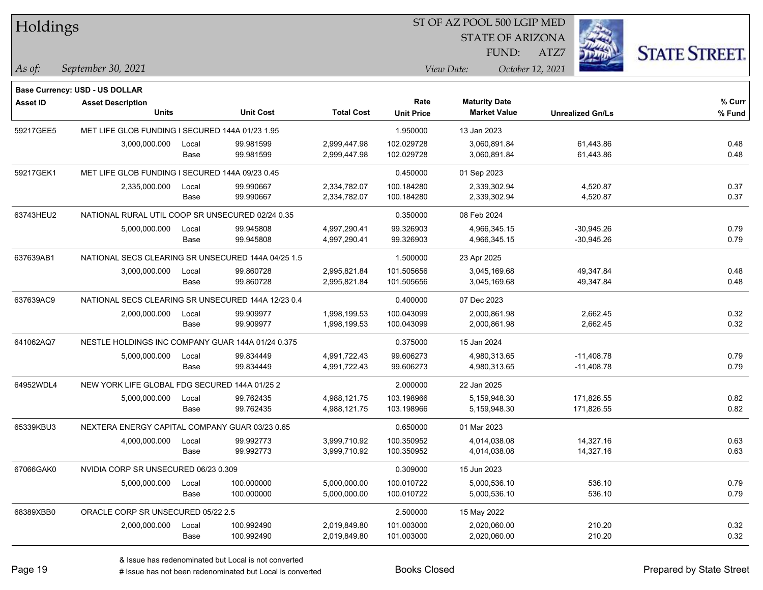# Holdings

ST OF AZ POOL 500 LGIP MED
STATE OF ARIZONA
FUND: ATZ7

*As of:* *September 30, 2021*

*View Date:* *October 12, 2021*

**Base Currency: USD - US DOLLAR**

| Asset ID | Asset Description / Units | | Unit Cost | Total Cost | Rate / Unit Price | Maturity Date / Market Value | Unrealized Gn/Ls | % Curr / % Fund |
|---|---|---|---|---|---|---|---|---|
| 59217GEE5 | MET LIFE GLOB FUNDING I SECURED 144A 01/23 1.95 | | | | 1.950000 | 13 Jan 2023 | | |
| | 3,000,000.000 | Local | 99.981599 | 2,999,447.98 | 102.029728 | 3,060,891.84 | 61,443.86 | 0.48 |
| | | Base | 99.981599 | 2,999,447.98 | 102.029728 | 3,060,891.84 | 61,443.86 | 0.48 |
| 59217GEK1 | MET LIFE GLOB FUNDING I SECURED 144A 09/23 0.45 | | | | 0.450000 | 01 Sep 2023 | | |
| | 2,335,000.000 | Local | 99.990667 | 2,334,782.07 | 100.184280 | 2,339,302.94 | 4,520.87 | 0.37 |
| | | Base | 99.990667 | 2,334,782.07 | 100.184280 | 2,339,302.94 | 4,520.87 | 0.37 |
| 63743HEU2 | NATIONAL RURAL UTIL COOP SR UNSECURED 02/24 0.35 | | | | 0.350000 | 08 Feb 2024 | | |
| | 5,000,000.000 | Local | 99.945808 | 4,997,290.41 | 99.326903 | 4,966,345.15 | -30,945.26 | 0.79 |
| | | Base | 99.945808 | 4,997,290.41 | 99.326903 | 4,966,345.15 | -30,945.26 | 0.79 |
| 637639AB1 | NATIONAL SECS CLEARING SR UNSECURED 144A 04/25 1.5 | | | | 1.500000 | 23 Apr 2025 | | |
| | 3,000,000.000 | Local | 99.860728 | 2,995,821.84 | 101.505656 | 3,045,169.68 | 49,347.84 | 0.48 |
| | | Base | 99.860728 | 2,995,821.84 | 101.505656 | 3,045,169.68 | 49,347.84 | 0.48 |
| 637639AC9 | NATIONAL SECS CLEARING SR UNSECURED 144A 12/23 0.4 | | | | 0.400000 | 07 Dec 2023 | | |
| | 2,000,000.000 | Local | 99.909977 | 1,998,199.53 | 100.043099 | 2,000,861.98 | 2,662.45 | 0.32 |
| | | Base | 99.909977 | 1,998,199.53 | 100.043099 | 2,000,861.98 | 2,662.45 | 0.32 |
| 641062AQ7 | NESTLE HOLDINGS INC COMPANY GUAR 144A 01/24 0.375 | | | | 0.375000 | 15 Jan 2024 | | |
| | 5,000,000.000 | Local | 99.834449 | 4,991,722.43 | 99.606273 | 4,980,313.65 | -11,408.78 | 0.79 |
| | | Base | 99.834449 | 4,991,722.43 | 99.606273 | 4,980,313.65 | -11,408.78 | 0.79 |
| 64952WDL4 | NEW YORK LIFE GLOBAL FDG SECURED 144A 01/25 2 | | | | 2.000000 | 22 Jan 2025 | | |
| | 5,000,000.000 | Local | 99.762435 | 4,988,121.75 | 103.198966 | 5,159,948.30 | 171,826.55 | 0.82 |
| | | Base | 99.762435 | 4,988,121.75 | 103.198966 | 5,159,948.30 | 171,826.55 | 0.82 |
| 65339KBU3 | NEXTERA ENERGY CAPITAL COMPANY GUAR 03/23 0.65 | | | | 0.650000 | 01 Mar 2023 | | |
| | 4,000,000.000 | Local | 99.992773 | 3,999,710.92 | 100.350952 | 4,014,038.08 | 14,327.16 | 0.63 |
| | | Base | 99.992773 | 3,999,710.92 | 100.350952 | 4,014,038.08 | 14,327.16 | 0.63 |
| 67066GAK0 | NVIDIA CORP SR UNSECURED 06/23 0.309 | | | | 0.309000 | 15 Jun 2023 | | |
| | 5,000,000.000 | Local | 100.000000 | 5,000,000.00 | 100.010722 | 5,000,536.10 | 536.10 | 0.79 |
| | | Base | 100.000000 | 5,000,000.00 | 100.010722 | 5,000,536.10 | 536.10 | 0.79 |
| 68389XBB0 | ORACLE CORP SR UNSECURED 05/22 2.5 | | | | 2.500000 | 15 May 2022 | | |
| | 2,000,000.000 | Local | 100.992490 | 2,019,849.80 | 101.003000 | 2,020,060.00 | 210.20 | 0.32 |
| | | Base | 100.992490 | 2,019,849.80 | 101.003000 | 2,020,060.00 | 210.20 | 0.32 |

& Issue has redenominated but Local is not converted
# Issue has not been redenominated but Local is converted

Books Closed

Prepared by State Street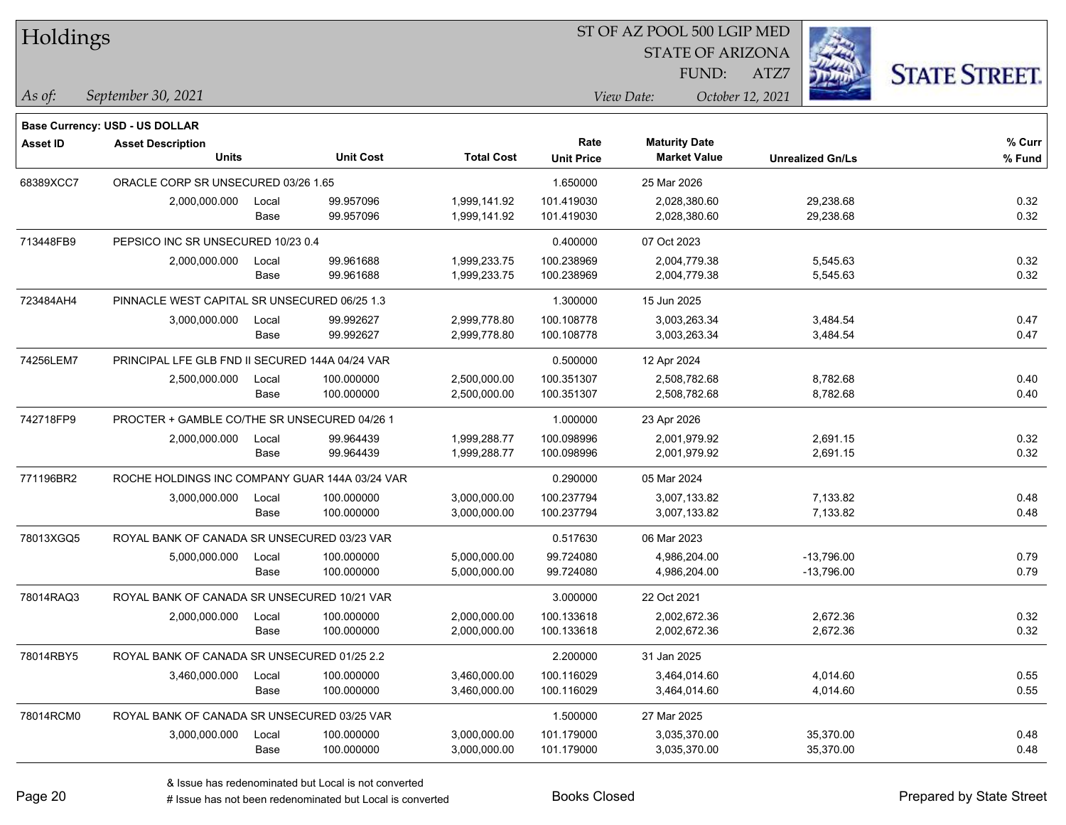# Holdings

ST OF AZ POOL 500 LGIP MED
STATE OF ARIZONA
FUND: ATZ7

*As of:* *September 30, 2021*

*View Date:* *October 12, 2021*

**Base Currency: USD - US DOLLAR**

| Asset ID | Asset Description | | | | Rate | Maturity Date | | % Curr |
|---|---|---|---|---|---|---|---|---|
| | Units | | Unit Cost | Total Cost | Unit Price | Market Value | Unrealized Gn/Ls | % Fund |
| 68389XCC7 | ORACLE CORP SR UNSECURED 03/26 1.65 | | | | 1.650000 | 25 Mar 2026 | | |
| | 2,000,000.000 | Local | 99.957096 | 1,999,141.92 | 101.419030 | 2,028,380.60 | 29,238.68 | 0.32 |
| | | Base | 99.957096 | 1,999,141.92 | 101.419030 | 2,028,380.60 | 29,238.68 | 0.32 |
| 713448FB9 | PEPSICO INC SR UNSECURED 10/23 0.4 | | | | 0.400000 | 07 Oct 2023 | | |
| | 2,000,000.000 | Local | 99.961688 | 1,999,233.75 | 100.238969 | 2,004,779.38 | 5,545.63 | 0.32 |
| | | Base | 99.961688 | 1,999,233.75 | 100.238969 | 2,004,779.38 | 5,545.63 | 0.32 |
| 723484AH4 | PINNACLE WEST CAPITAL SR UNSECURED 06/25 1.3 | | | | 1.300000 | 15 Jun 2025 | | |
| | 3,000,000.000 | Local | 99.992627 | 2,999,778.80 | 100.108778 | 3,003,263.34 | 3,484.54 | 0.47 |
| | | Base | 99.992627 | 2,999,778.80 | 100.108778 | 3,003,263.34 | 3,484.54 | 0.47 |
| 74256LEM7 | PRINCIPAL LFE GLB FND II SECURED 144A 04/24 VAR | | | | 0.500000 | 12 Apr 2024 | | |
| | 2,500,000.000 | Local | 100.000000 | 2,500,000.00 | 100.351307 | 2,508,782.68 | 8,782.68 | 0.40 |
| | | Base | 100.000000 | 2,500,000.00 | 100.351307 | 2,508,782.68 | 8,782.68 | 0.40 |
| 742718FP9 | PROCTER + GAMBLE CO/THE SR UNSECURED 04/26 1 | | | | 1.000000 | 23 Apr 2026 | | |
| | 2,000,000.000 | Local | 99.964439 | 1,999,288.77 | 100.098996 | 2,001,979.92 | 2,691.15 | 0.32 |
| | | Base | 99.964439 | 1,999,288.77 | 100.098996 | 2,001,979.92 | 2,691.15 | 0.32 |
| 771196BR2 | ROCHE HOLDINGS INC COMPANY GUAR 144A 03/24 VAR | | | | 0.290000 | 05 Mar 2024 | | |
| | 3,000,000.000 | Local | 100.000000 | 3,000,000.00 | 100.237794 | 3,007,133.82 | 7,133.82 | 0.48 |
| | | Base | 100.000000 | 3,000,000.00 | 100.237794 | 3,007,133.82 | 7,133.82 | 0.48 |
| 78013XGQ5 | ROYAL BANK OF CANADA SR UNSECURED 03/23 VAR | | | | 0.517630 | 06 Mar 2023 | | |
| | 5,000,000.000 | Local | 100.000000 | 5,000,000.00 | 99.724080 | 4,986,204.00 | -13,796.00 | 0.79 |
| | | Base | 100.000000 | 5,000,000.00 | 99.724080 | 4,986,204.00 | -13,796.00 | 0.79 |
| 78014RAQ3 | ROYAL BANK OF CANADA SR UNSECURED 10/21 VAR | | | | 3.000000 | 22 Oct 2021 | | |
| | 2,000,000.000 | Local | 100.000000 | 2,000,000.00 | 100.133618 | 2,002,672.36 | 2,672.36 | 0.32 |
| | | Base | 100.000000 | 2,000,000.00 | 100.133618 | 2,002,672.36 | 2,672.36 | 0.32 |
| 78014RBY5 | ROYAL BANK OF CANADA SR UNSECURED 01/25 2.2 | | | | 2.200000 | 31 Jan 2025 | | |
| | 3,460,000.000 | Local | 100.000000 | 3,460,000.00 | 100.116029 | 3,464,014.60 | 4,014.60 | 0.55 |
| | | Base | 100.000000 | 3,460,000.00 | 100.116029 | 3,464,014.60 | 4,014.60 | 0.55 |
| 78014RCM0 | ROYAL BANK OF CANADA SR UNSECURED 03/25 VAR | | | | 1.500000 | 27 Mar 2025 | | |
| | 3,000,000.000 | Local | 100.000000 | 3,000,000.00 | 101.179000 | 3,035,370.00 | 35,370.00 | 0.48 |
| | | Base | 100.000000 | 3,000,000.00 | 101.179000 | 3,035,370.00 | 35,370.00 | 0.48 |

& Issue has redenominated but Local is not converted
# Issue has not been redenominated but Local is converted

Books Closed

Prepared by State Street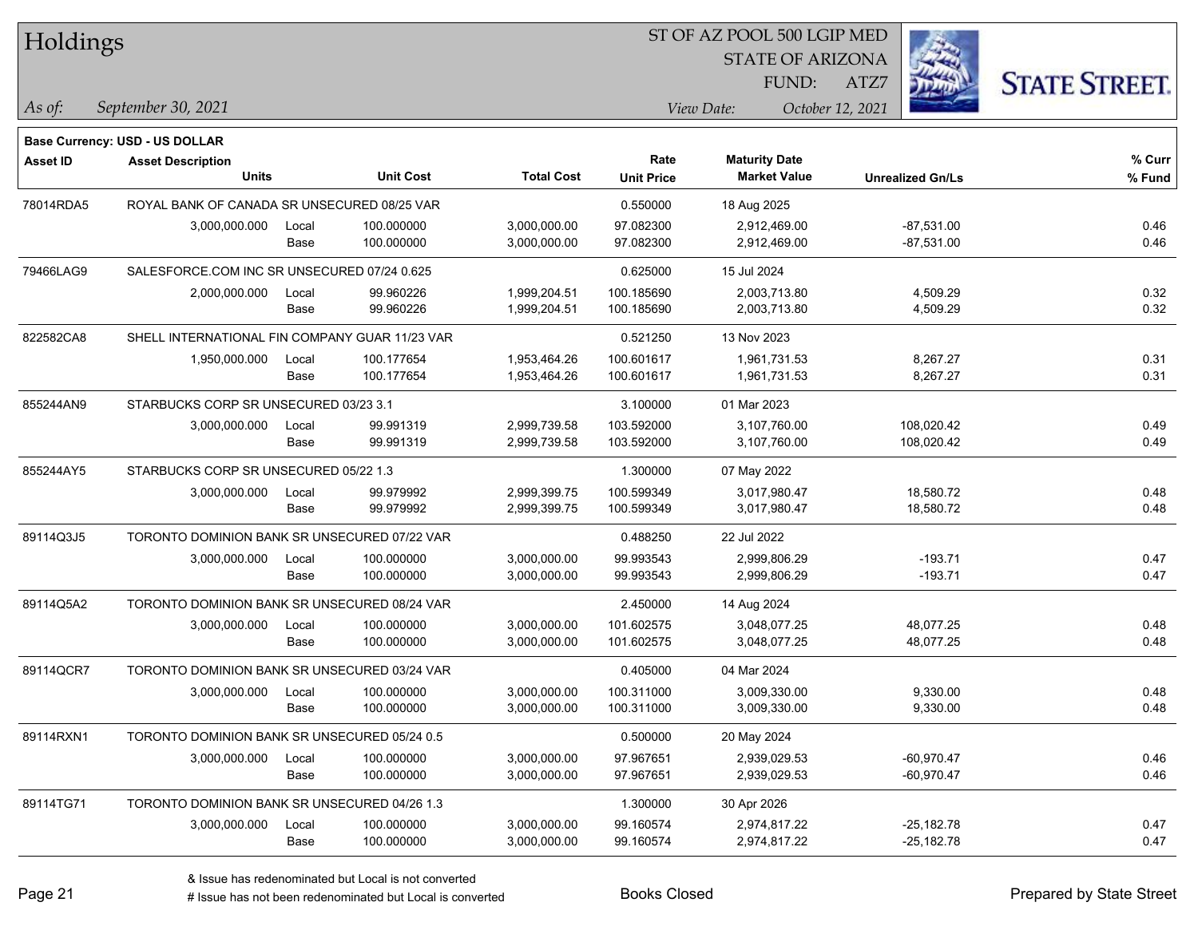# Holdings

ST OF AZ POOL 500 LGIP MED
STATE OF ARIZONA
FUND: ATZ7

*As of:* *September 30, 2021*
*View Date:* *October 12, 2021*

**Base Currency: USD - US DOLLAR**

| Asset ID | Asset Description / Units | | Unit Cost | Total Cost | Rate / Unit Price | Maturity Date / Market Value | Unrealized Gn/Ls | % Curr / % Fund |
|---|---|---|---|---|---|---|---|---|
| 78014RDA5 | ROYAL BANK OF CANADA SR UNSECURED 08/25 VAR | | | | 0.550000 | 18 Aug 2025 | | |
| | 3,000,000.000 | Local | 100.000000 | 3,000,000.00 | 97.082300 | 2,912,469.00 | -87,531.00 | 0.46 |
| | | Base | 100.000000 | 3,000,000.00 | 97.082300 | 2,912,469.00 | -87,531.00 | 0.46 |
| 79466LAG9 | SALESFORCE.COM INC SR UNSECURED 07/24 0.625 | | | | 0.625000 | 15 Jul 2024 | | |
| | 2,000,000.000 | Local | 99.960226 | 1,999,204.51 | 100.185690 | 2,003,713.80 | 4,509.29 | 0.32 |
| | | Base | 99.960226 | 1,999,204.51 | 100.185690 | 2,003,713.80 | 4,509.29 | 0.32 |
| 822582CA8 | SHELL INTERNATIONAL FIN COMPANY GUAR 11/23 VAR | | | | 0.521250 | 13 Nov 2023 | | |
| | 1,950,000.000 | Local | 100.177654 | 1,953,464.26 | 100.601617 | 1,961,731.53 | 8,267.27 | 0.31 |
| | | Base | 100.177654 | 1,953,464.26 | 100.601617 | 1,961,731.53 | 8,267.27 | 0.31 |
| 855244AN9 | STARBUCKS CORP SR UNSECURED 03/23 3.1 | | | | 3.100000 | 01 Mar 2023 | | |
| | 3,000,000.000 | Local | 99.991319 | 2,999,739.58 | 103.592000 | 3,107,760.00 | 108,020.42 | 0.49 |
| | | Base | 99.991319 | 2,999,739.58 | 103.592000 | 3,107,760.00 | 108,020.42 | 0.49 |
| 855244AY5 | STARBUCKS CORP SR UNSECURED 05/22 1.3 | | | | 1.300000 | 07 May 2022 | | |
| | 3,000,000.000 | Local | 99.979992 | 2,999,399.75 | 100.599349 | 3,017,980.47 | 18,580.72 | 0.48 |
| | | Base | 99.979992 | 2,999,399.75 | 100.599349 | 3,017,980.47 | 18,580.72 | 0.48 |
| 89114Q3J5 | TORONTO DOMINION BANK SR UNSECURED 07/22 VAR | | | | 0.488250 | 22 Jul 2022 | | |
| | 3,000,000.000 | Local | 100.000000 | 3,000,000.00 | 99.993543 | 2,999,806.29 | -193.71 | 0.47 |
| | | Base | 100.000000 | 3,000,000.00 | 99.993543 | 2,999,806.29 | -193.71 | 0.47 |
| 89114Q5A2 | TORONTO DOMINION BANK SR UNSECURED 08/24 VAR | | | | 2.450000 | 14 Aug 2024 | | |
| | 3,000,000.000 | Local | 100.000000 | 3,000,000.00 | 101.602575 | 3,048,077.25 | 48,077.25 | 0.48 |
| | | Base | 100.000000 | 3,000,000.00 | 101.602575 | 3,048,077.25 | 48,077.25 | 0.48 |
| 89114QCR7 | TORONTO DOMINION BANK SR UNSECURED 03/24 VAR | | | | 0.405000 | 04 Mar 2024 | | |
| | 3,000,000.000 | Local | 100.000000 | 3,000,000.00 | 100.311000 | 3,009,330.00 | 9,330.00 | 0.48 |
| | | Base | 100.000000 | 3,000,000.00 | 100.311000 | 3,009,330.00 | 9,330.00 | 0.48 |
| 89114RXN1 | TORONTO DOMINION BANK SR UNSECURED 05/24 0.5 | | | | 0.500000 | 20 May 2024 | | |
| | 3,000,000.000 | Local | 100.000000 | 3,000,000.00 | 97.967651 | 2,939,029.53 | -60,970.47 | 0.46 |
| | | Base | 100.000000 | 3,000,000.00 | 97.967651 | 2,939,029.53 | -60,970.47 | 0.46 |
| 89114TG71 | TORONTO DOMINION BANK SR UNSECURED 04/26 1.3 | | | | 1.300000 | 30 Apr 2026 | | |
| | 3,000,000.000 | Local | 100.000000 | 3,000,000.00 | 99.160574 | 2,974,817.22 | -25,182.78 | 0.47 |
| | | Base | 100.000000 | 3,000,000.00 | 99.160574 | 2,974,817.22 | -25,182.78 | 0.47 |

& Issue has redenominated but Local is not converted
# Issue has not been redenominated but Local is converted

Books Closed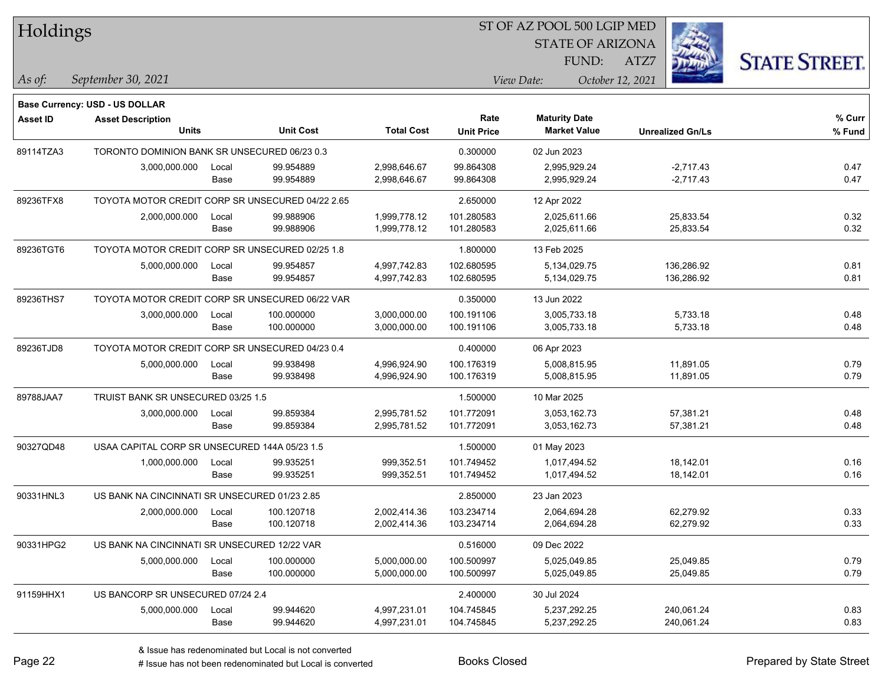# Holdings

ST OF AZ POOL 500 LGIP MED
STATE OF ARIZONA
FUND: ATZ7

*As of:* *September 30, 2021*

*View Date:* *October 12, 2021*

**Base Currency: USD - US DOLLAR**

| Asset ID | Asset Description / Units | | Unit Cost | Total Cost | Rate / Unit Price | Maturity Date / Market Value | Unrealized Gn/Ls | % Curr / % Fund |
|---|---|---|---|---|---|---|---|---|
| 89114TZA3 | TORONTO DOMINION BANK SR UNSECURED 06/23 0.3 | | | | 0.300000 | 02 Jun 2023 | | |
| | 3,000,000.000 | Local | 99.954889 | 2,998,646.67 | 99.864308 | 2,995,929.24 | -2,717.43 | 0.47 |
| | | Base | 99.954889 | 2,998,646.67 | 99.864308 | 2,995,929.24 | -2,717.43 | 0.47 |
| 89236TFX8 | TOYOTA MOTOR CREDIT CORP SR UNSECURED 04/22 2.65 | | | | 2.650000 | 12 Apr 2022 | | |
| | 2,000,000.000 | Local | 99.988906 | 1,999,778.12 | 101.280583 | 2,025,611.66 | 25,833.54 | 0.32 |
| | | Base | 99.988906 | 1,999,778.12 | 101.280583 | 2,025,611.66 | 25,833.54 | 0.32 |
| 89236TGT6 | TOYOTA MOTOR CREDIT CORP SR UNSECURED 02/25 1.8 | | | | 1.800000 | 13 Feb 2025 | | |
| | 5,000,000.000 | Local | 99.954857 | 4,997,742.83 | 102.680595 | 5,134,029.75 | 136,286.92 | 0.81 |
| | | Base | 99.954857 | 4,997,742.83 | 102.680595 | 5,134,029.75 | 136,286.92 | 0.81 |
| 89236THS7 | TOYOTA MOTOR CREDIT CORP SR UNSECURED 06/22 VAR | | | | 0.350000 | 13 Jun 2022 | | |
| | 3,000,000.000 | Local | 100.000000 | 3,000,000.00 | 100.191106 | 3,005,733.18 | 5,733.18 | 0.48 |
| | | Base | 100.000000 | 3,000,000.00 | 100.191106 | 3,005,733.18 | 5,733.18 | 0.48 |
| 89236TJD8 | TOYOTA MOTOR CREDIT CORP SR UNSECURED 04/23 0.4 | | | | 0.400000 | 06 Apr 2023 | | |
| | 5,000,000.000 | Local | 99.938498 | 4,996,924.90 | 100.176319 | 5,008,815.95 | 11,891.05 | 0.79 |
| | | Base | 99.938498 | 4,996,924.90 | 100.176319 | 5,008,815.95 | 11,891.05 | 0.79 |
| 89788JAA7 | TRUIST BANK SR UNSECURED 03/25 1.5 | | | | 1.500000 | 10 Mar 2025 | | |
| | 3,000,000.000 | Local | 99.859384 | 2,995,781.52 | 101.772091 | 3,053,162.73 | 57,381.21 | 0.48 |
| | | Base | 99.859384 | 2,995,781.52 | 101.772091 | 3,053,162.73 | 57,381.21 | 0.48 |
| 90327QD48 | USAA CAPITAL CORP SR UNSECURED 144A 05/23 1.5 | | | | 1.500000 | 01 May 2023 | | |
| | 1,000,000.000 | Local | 99.935251 | 999,352.51 | 101.749452 | 1,017,494.52 | 18,142.01 | 0.16 |
| | | Base | 99.935251 | 999,352.51 | 101.749452 | 1,017,494.52 | 18,142.01 | 0.16 |
| 90331HNL3 | US BANK NA CINCINNATI SR UNSECURED 01/23 2.85 | | | | 2.850000 | 23 Jan 2023 | | |
| | 2,000,000.000 | Local | 100.120718 | 2,002,414.36 | 103.234714 | 2,064,694.28 | 62,279.92 | 0.33 |
| | | Base | 100.120718 | 2,002,414.36 | 103.234714 | 2,064,694.28 | 62,279.92 | 0.33 |
| 90331HPG2 | US BANK NA CINCINNATI SR UNSECURED 12/22 VAR | | | | 0.516000 | 09 Dec 2022 | | |
| | 5,000,000.000 | Local | 100.000000 | 5,000,000.00 | 100.500997 | 5,025,049.85 | 25,049.85 | 0.79 |
| | | Base | 100.000000 | 5,000,000.00 | 100.500997 | 5,025,049.85 | 25,049.85 | 0.79 |
| 91159HHX1 | US BANCORP SR UNSECURED 07/24 2.4 | | | | 2.400000 | 30 Jul 2024 | | |
| | 5,000,000.000 | Local | 99.944620 | 4,997,231.01 | 104.745845 | 5,237,292.25 | 240,061.24 | 0.83 |
| | | Base | 99.944620 | 4,997,231.01 | 104.745845 | 5,237,292.25 | 240,061.24 | 0.83 |

& Issue has redenominated but Local is not converted
# Issue has not been redenominated but Local is converted

Books Closed

Prepared by State Street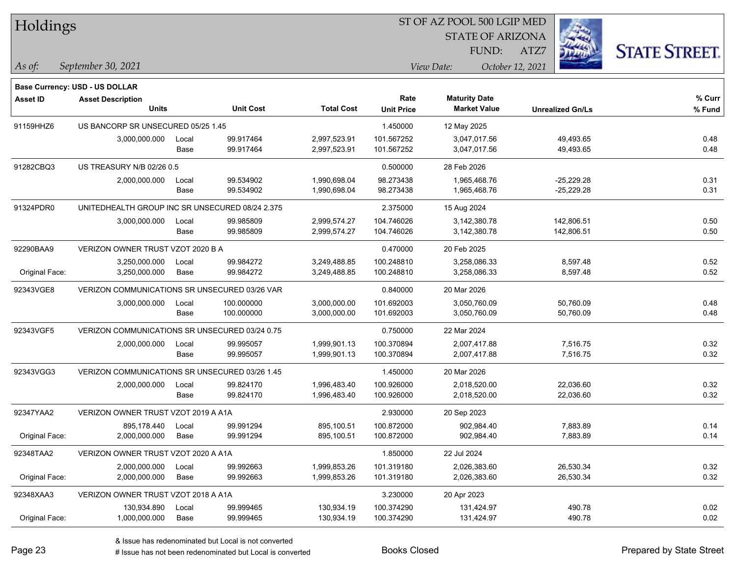# Holdings

ST OF AZ POOL 500 LGIP MED
STATE OF ARIZONA
FUND: ATZ7

*As of: September 30, 2021*

*View Date: October 12, 2021*

**Base Currency: USD - US DOLLAR**

| Asset ID | Asset Description / Units | | Unit Cost | Total Cost | Rate / Unit Price | Maturity Date / Market Value | Unrealized Gn/Ls | % Curr / % Fund |
|---|---|---|---|---|---|---|---|---|
| 91159HHZ6 | US BANCORP SR UNSECURED 05/25 1.45 | | | | 1.450000 | 12 May 2025 | | |
| | 3,000,000.000 | Local | 99.917464 | 2,997,523.91 | 101.567252 | 3,047,017.56 | 49,493.65 | 0.48 |
| | | Base | 99.917464 | 2,997,523.91 | 101.567252 | 3,047,017.56 | 49,493.65 | 0.48 |
| 91282CBQ3 | US TREASURY N/B 02/26 0.5 | | | | 0.500000 | 28 Feb 2026 | | |
| | 2,000,000.000 | Local | 99.534902 | 1,990,698.04 | 98.273438 | 1,965,468.76 | -25,229.28 | 0.31 |
| | | Base | 99.534902 | 1,990,698.04 | 98.273438 | 1,965,468.76 | -25,229.28 | 0.31 |
| 91324PDR0 | UNITEDHEALTH GROUP INC SR UNSECURED 08/24 2.375 | | | | 2.375000 | 15 Aug 2024 | | |
| | 3,000,000.000 | Local | 99.985809 | 2,999,574.27 | 104.746026 | 3,142,380.78 | 142,806.51 | 0.50 |
| | | Base | 99.985809 | 2,999,574.27 | 104.746026 | 3,142,380.78 | 142,806.51 | 0.50 |
| 92290BAA9 | VERIZON OWNER TRUST VZOT 2020 B A | | | | 0.470000 | 20 Feb 2025 | | |
| | 3,250,000.000 | Local | 99.984272 | 3,249,488.85 | 100.248810 | 3,258,086.33 | 8,597.48 | 0.52 |
| Original Face: | 3,250,000.000 | Base | 99.984272 | 3,249,488.85 | 100.248810 | 3,258,086.33 | 8,597.48 | 0.52 |
| 92343VGE8 | VERIZON COMMUNICATIONS SR UNSECURED 03/26 VAR | | | | 0.840000 | 20 Mar 2026 | | |
| | 3,000,000.000 | Local | 100.000000 | 3,000,000.00 | 101.692003 | 3,050,760.09 | 50,760.09 | 0.48 |
| | | Base | 100.000000 | 3,000,000.00 | 101.692003 | 3,050,760.09 | 50,760.09 | 0.48 |
| 92343VGF5 | VERIZON COMMUNICATIONS SR UNSECURED 03/24 0.75 | | | | 0.750000 | 22 Mar 2024 | | |
| | 2,000,000.000 | Local | 99.995057 | 1,999,901.13 | 100.370894 | 2,007,417.88 | 7,516.75 | 0.32 |
| | | Base | 99.995057 | 1,999,901.13 | 100.370894 | 2,007,417.88 | 7,516.75 | 0.32 |
| 92343VGG3 | VERIZON COMMUNICATIONS SR UNSECURED 03/26 1.45 | | | | 1.450000 | 20 Mar 2026 | | |
| | 2,000,000.000 | Local | 99.824170 | 1,996,483.40 | 100.926000 | 2,018,520.00 | 22,036.60 | 0.32 |
| | | Base | 99.824170 | 1,996,483.40 | 100.926000 | 2,018,520.00 | 22,036.60 | 0.32 |
| 92347YAA2 | VERIZON OWNER TRUST VZOT 2019 A A1A | | | | 2.930000 | 20 Sep 2023 | | |
| | 895,178.440 | Local | 99.991294 | 895,100.51 | 100.872000 | 902,984.40 | 7,883.89 | 0.14 |
| Original Face: | 2,000,000.000 | Base | 99.991294 | 895,100.51 | 100.872000 | 902,984.40 | 7,883.89 | 0.14 |
| 92348TAA2 | VERIZON OWNER TRUST VZOT 2020 A A1A | | | | 1.850000 | 22 Jul 2024 | | |
| | 2,000,000.000 | Local | 99.992663 | 1,999,853.26 | 101.319180 | 2,026,383.60 | 26,530.34 | 0.32 |
| Original Face: | 2,000,000.000 | Base | 99.992663 | 1,999,853.26 | 101.319180 | 2,026,383.60 | 26,530.34 | 0.32 |
| 92348XAA3 | VERIZON OWNER TRUST VZOT 2018 A A1A | | | | 3.230000 | 20 Apr 2023 | | |
| | 130,934.890 | Local | 99.999465 | 130,934.19 | 100.374290 | 131,424.97 | 490.78 | 0.02 |
| Original Face: | 1,000,000.000 | Base | 99.999465 | 130,934.19 | 100.374290 | 131,424.97 | 490.78 | 0.02 |

& Issue has redenominated but Local is not converted
# Issue has not been redenominated but Local is converted

Books Closed

Prepared by State Street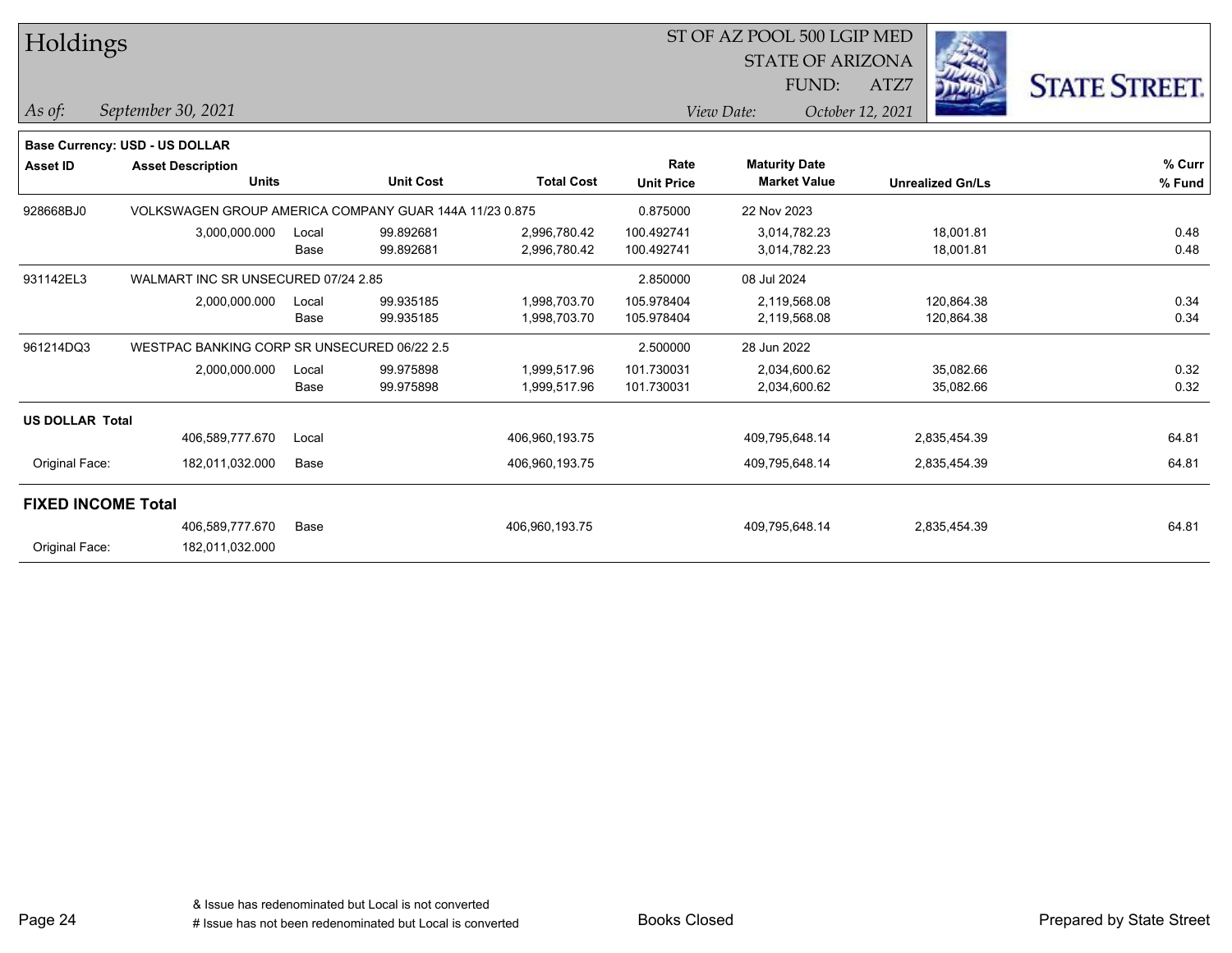# Holdings

ST OF AZ POOL 500 LGIP MED
STATE OF ARIZONA
FUND: ATZ7

*As of:* September 30, 2021

*View Date:* October 12, 2021

**Base Currency: USD - US DOLLAR**

| Asset ID | Asset Description / Units | | Unit Cost | Total Cost | Rate / Unit Price | Maturity Date / Market Value | Unrealized Gn/Ls | % Curr / % Fund |
|---|---|---|---|---|---|---|---|---|
| 928668BJ0 | VOLKSWAGEN GROUP AMERICA COMPANY GUAR 144A 11/23 0.875 | | | | 0.875000 | 22 Nov 2023 | | |
| | 3,000,000.000 | Local | 99.892681 | 2,996,780.42 | 100.492741 | 3,014,782.23 | 18,001.81 | 0.48 |
| | | Base | 99.892681 | 2,996,780.42 | 100.492741 | 3,014,782.23 | 18,001.81 | 0.48 |
| 931142EL3 | WALMART INC SR UNSECURED 07/24 2.85 | | | | 2.850000 | 08 Jul 2024 | | |
| | 2,000,000.000 | Local | 99.935185 | 1,998,703.70 | 105.978404 | 2,119,568.08 | 120,864.38 | 0.34 |
| | | Base | 99.935185 | 1,998,703.70 | 105.978404 | 2,119,568.08 | 120,864.38 | 0.34 |
| 961214DQ3 | WESTPAC BANKING CORP SR UNSECURED 06/22 2.5 | | | | 2.500000 | 28 Jun 2022 | | |
| | 2,000,000.000 | Local | 99.975898 | 1,999,517.96 | 101.730031 | 2,034,600.62 | 35,082.66 | 0.32 |
| | | Base | 99.975898 | 1,999,517.96 | 101.730031 | 2,034,600.62 | 35,082.66 | 0.32 |
| **US DOLLAR Total** | | | | | | | | |
| | 406,589,777.670 | Local | | 406,960,193.75 | | 409,795,648.14 | 2,835,454.39 | 64.81 |
| Original Face: | 182,011,032.000 | Base | | 406,960,193.75 | | 409,795,648.14 | 2,835,454.39 | 64.81 |
| **FIXED INCOME Total** | | | | | | | | |
| | 406,589,777.670 | Base | | 406,960,193.75 | | 409,795,648.14 | 2,835,454.39 | 64.81 |
| Original Face: | 182,011,032.000 | | | | | | | |

& Issue has redenominated but Local is not converted
# Issue has not been redenominated but Local is converted

Books Closed

Prepared by State Street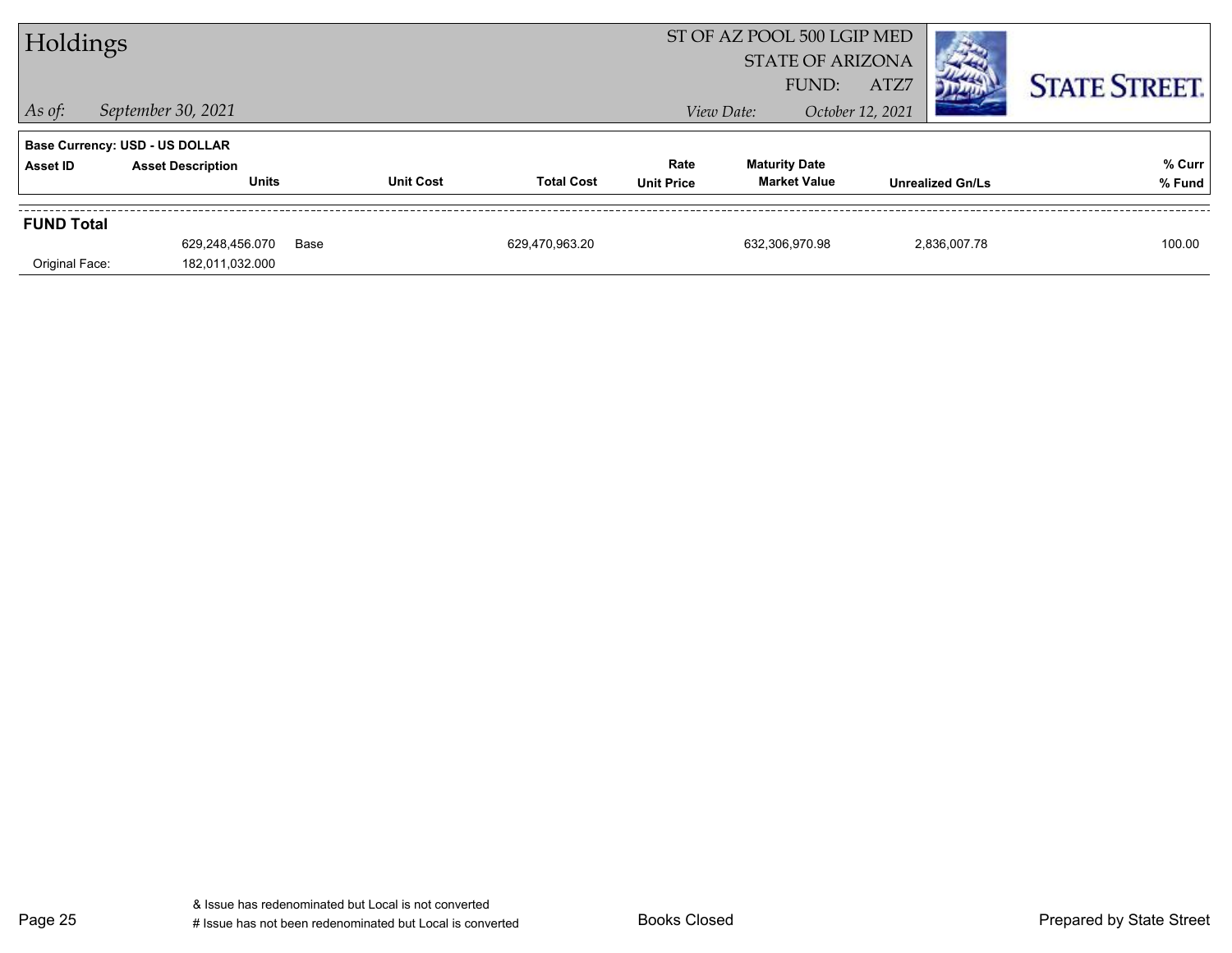# Holdings

ST OF AZ POOL 500 LGIP MED
STATE OF ARIZONA
FUND: ATZ7

*As of:* *September 30, 2021*

*View Date:* *October 12, 2021*

**STATE STREET.**

**Base Currency: USD - US DOLLAR**

| Asset ID | Asset Description / Units | Unit Cost | Total Cost | Rate / Unit Price | Maturity Date / Market Value | Unrealized Gn/Ls | % Curr / % Fund |
|---|---|---|---|---|---|---|---|
| **FUND Total** | | | | | | | |
| | 629,248,456.070 | Base | 629,470,963.20 | | 632,306,970.98 | 2,836,007.78 | 100.00 |
| Original Face: | 182,011,032.000 | | | | | | |

& Issue has redenominated but Local is not converted
# Issue has not been redenominated but Local is converted

Books Closed

Prepared by State Street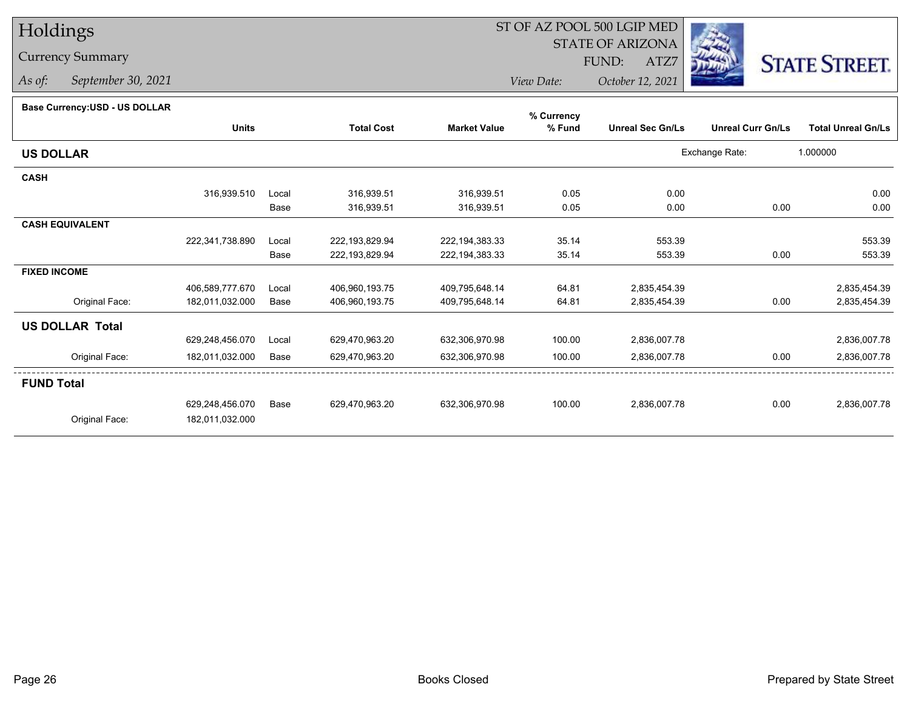# Holdings

## Currency Summary

*As of:* *September 30, 2021*

ST OF AZ POOL 500 LGIP MED
STATE OF ARIZONA
FUND: ATZ7

*View Date:* *October 12, 2021*

STATE STREET.

**Base Currency:USD - US DOLLAR**

| | Units | | Total Cost | Market Value | % Currency % Fund | Unreal Sec Gn/Ls | Unreal Curr Gn/Ls | Total Unreal Gn/Ls |
|---|---|---|---|---|---|---|---|---|
| **US DOLLAR** | | | | | | Exchange Rate: | 1.000000 | |
| **CASH** | | | | | | | | |
| | 316,939.510 | Local | 316,939.51 | 316,939.51 | 0.05 | 0.00 | | 0.00 |
| | | Base | 316,939.51 | 316,939.51 | 0.05 | 0.00 | 0.00 | 0.00 |
| **CASH EQUIVALENT** | | | | | | | | |
| | 222,341,738.890 | Local | 222,193,829.94 | 222,194,383.33 | 35.14 | 553.39 | | 553.39 |
| | | Base | 222,193,829.94 | 222,194,383.33 | 35.14 | 553.39 | 0.00 | 553.39 |
| **FIXED INCOME** | | | | | | | | |
| | 406,589,777.670 | Local | 406,960,193.75 | 409,795,648.14 | 64.81 | 2,835,454.39 | | 2,835,454.39 |
| Original Face: | 182,011,032.000 | Base | 406,960,193.75 | 409,795,648.14 | 64.81 | 2,835,454.39 | 0.00 | 2,835,454.39 |
| **US DOLLAR Total** | | | | | | | | |
| | 629,248,456.070 | Local | 629,470,963.20 | 632,306,970.98 | 100.00 | 2,836,007.78 | | 2,836,007.78 |
| Original Face: | 182,011,032.000 | Base | 629,470,963.20 | 632,306,970.98 | 100.00 | 2,836,007.78 | 0.00 | 2,836,007.78 |
| **FUND Total** | | | | | | | | |
| | 629,248,456.070 | Base | 629,470,963.20 | 632,306,970.98 | 100.00 | 2,836,007.78 | 0.00 | 2,836,007.78 |
| Original Face: | 182,011,032.000 | | | | | | | |

Books Closed

Prepared by State Street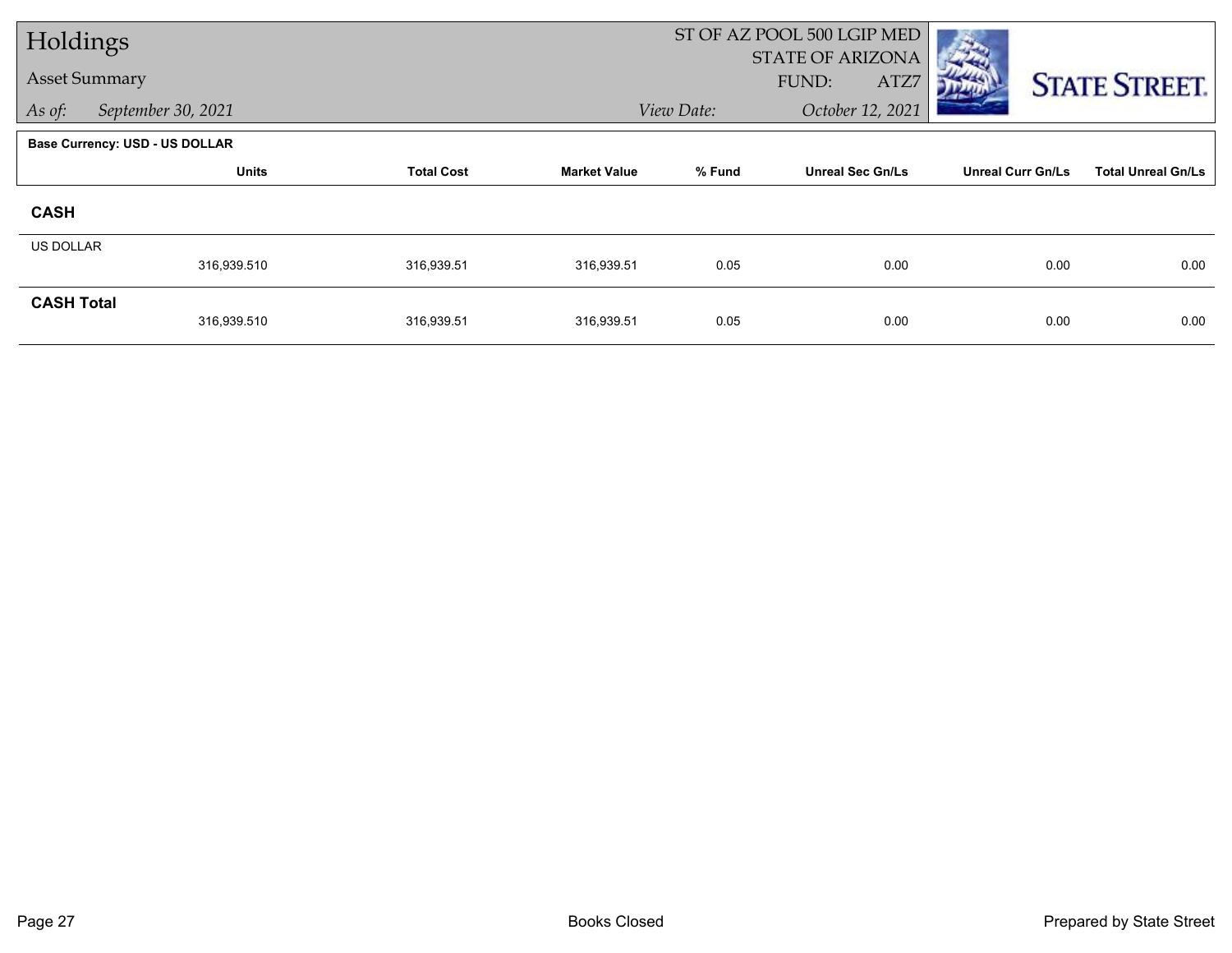# Holdings

## Asset Summary

*As of:* *September 30, 2021*

ST OF AZ POOL 500 LGIP MED
STATE OF ARIZONA
FUND: ATZ7

*View Date:* *October 12, 2021*

STATE STREET.

**Base Currency: USD - US DOLLAR**

| | Units | Total Cost | Market Value | % Fund | Unreal Sec Gn/Ls | Unreal Curr Gn/Ls | Total Unreal Gn/Ls |
|---|---|---|---|---|---|---|---|
| **CASH** | | | | | | | |
| US DOLLAR | 316,939.510 | 316,939.51 | 316,939.51 | 0.05 | 0.00 | 0.00 | 0.00 |
| **CASH Total** | 316,939.510 | 316,939.51 | 316,939.51 | 0.05 | 0.00 | 0.00 | 0.00 |

Books Closed

Prepared by State Street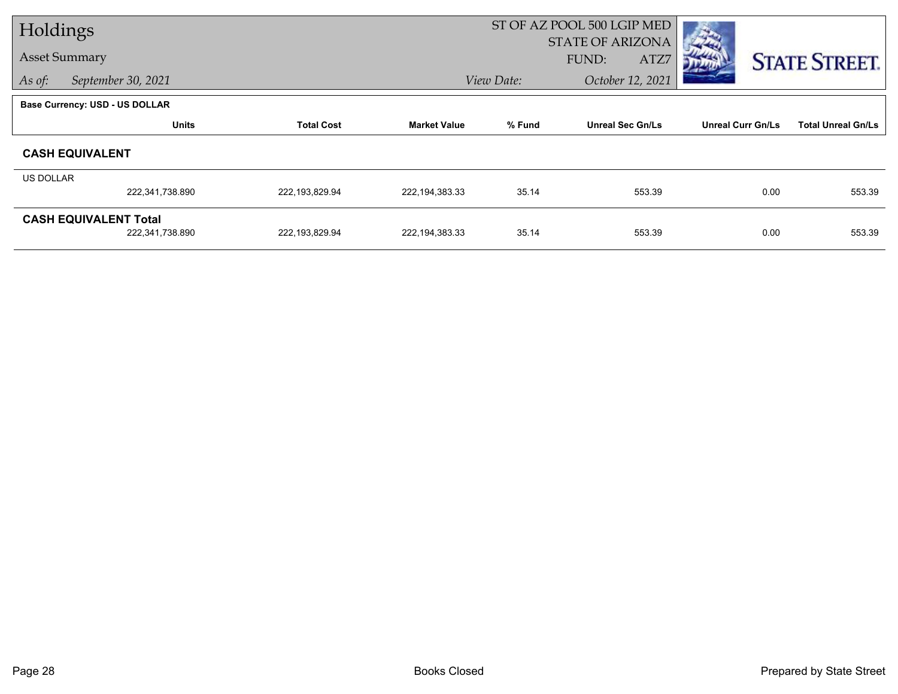# Holdings

## Asset Summary

*As of:* *September 30, 2021*

ST OF AZ POOL 500 LGIP MED
STATE OF ARIZONA
FUND: ATZ7

*View Date:* *October 12, 2021*

STATE STREET.

**Base Currency: USD - US DOLLAR**

| | Units | Total Cost | Market Value | % Fund | Unreal Sec Gn/Ls | Unreal Curr Gn/Ls | Total Unreal Gn/Ls |
|---|---|---|---|---|---|---|---|
| **CASH EQUIVALENT** | | | | | | | |
| US DOLLAR | 222,341,738.890 | 222,193,829.94 | 222,194,383.33 | 35.14 | 553.39 | 0.00 | 553.39 |
| **CASH EQUIVALENT Total** | 222,341,738.890 | 222,193,829.94 | 222,194,383.33 | 35.14 | 553.39 | 0.00 | 553.39 |

Books Closed

Prepared by State Street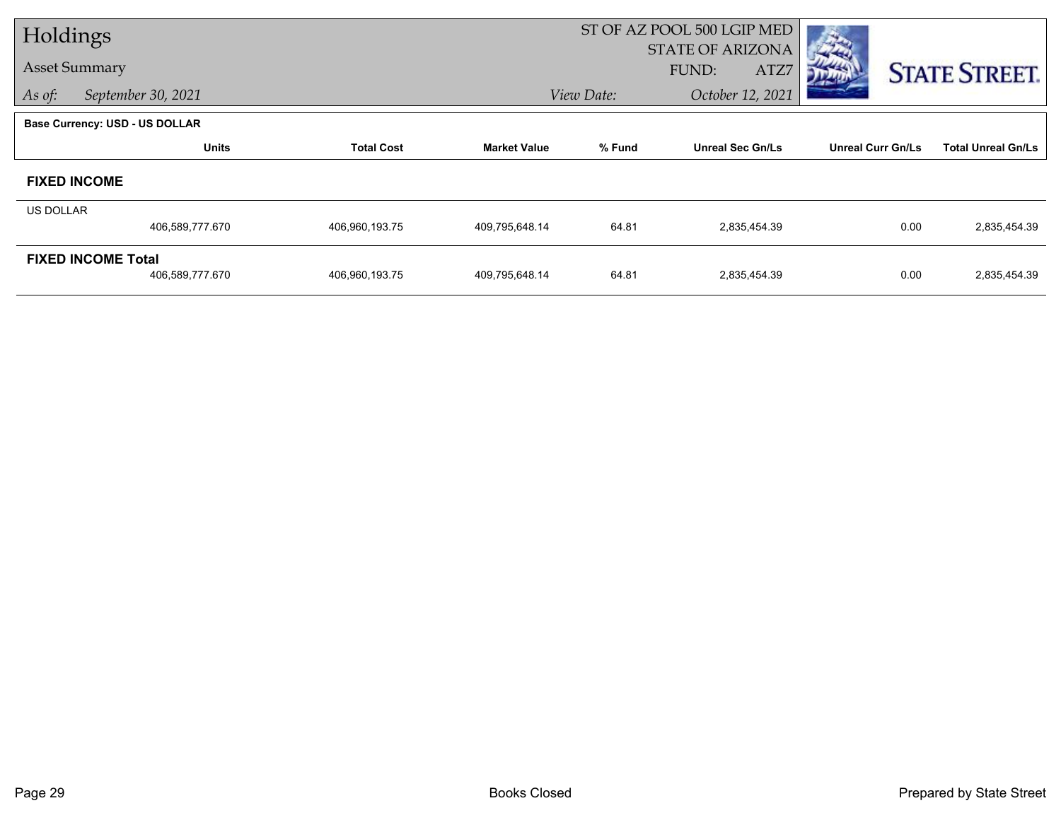# Holdings

## Asset Summary

*As of:* *September 30, 2021*

ST OF AZ POOL 500 LGIP MED
STATE OF ARIZONA
FUND: ATZ7
*View Date:* *October 12, 2021*

**Base Currency: USD - US DOLLAR**

| | Units | Total Cost | Market Value | % Fund | Unreal Sec Gn/Ls | Unreal Curr Gn/Ls | Total Unreal Gn/Ls |
|---|---|---|---|---|---|---|---|
| **FIXED INCOME** | | | | | | | |
| US DOLLAR | 406,589,777.670 | 406,960,193.75 | 409,795,648.14 | 64.81 | 2,835,454.39 | 0.00 | 2,835,454.39 |
| **FIXED INCOME Total** | 406,589,777.670 | 406,960,193.75 | 409,795,648.14 | 64.81 | 2,835,454.39 | 0.00 | 2,835,454.39 |

Books Closed

Prepared by State Street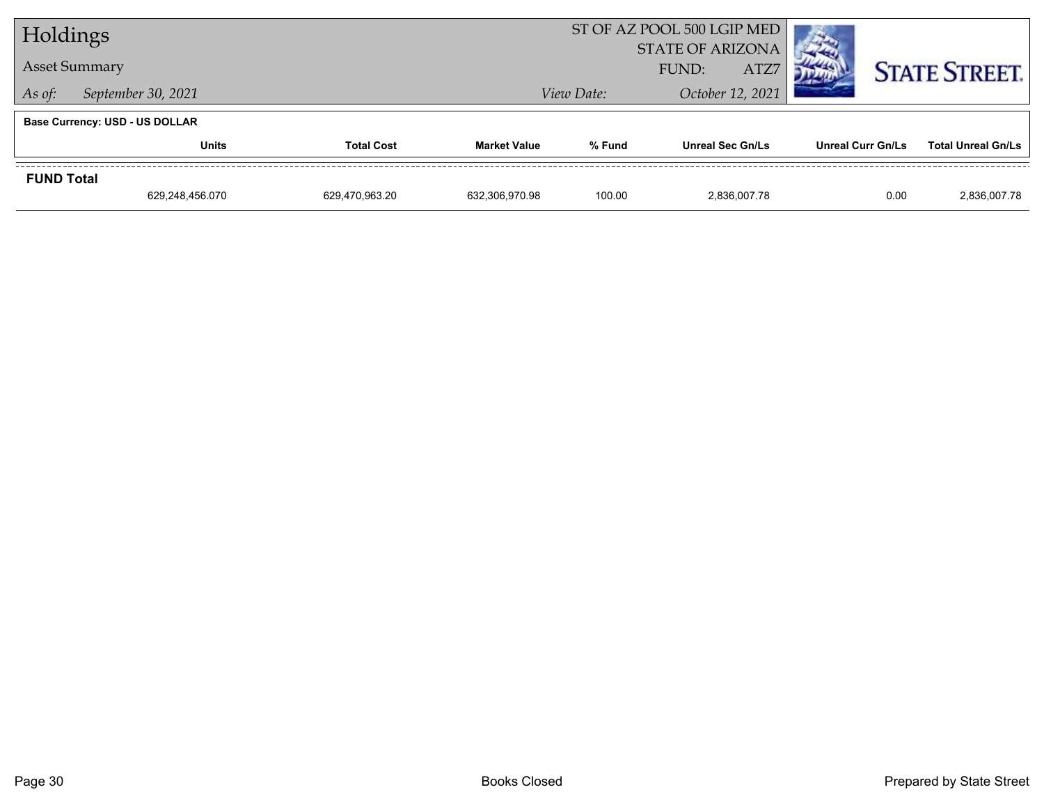# Holdings

**Asset Summary**

*As of:* September 30, 2021

ST OF AZ POOL 500 LGIP MED
STATE OF ARIZONA
FUND: ATZ7

*View Date:* October 12, 2021

**Base Currency: USD - US DOLLAR**

| | Units | Total Cost | Market Value | % Fund | Unreal Sec Gn/Ls | Unreal Curr Gn/Ls | Total Unreal Gn/Ls |
|---|---|---|---|---|---|---|---|
| **FUND Total** | | | | | | | |
| | 629,248,456.070 | 629,470,963.20 | 632,306,970.98 | 100.00 | 2,836,007.78 | 0.00 | 2,836,007.78 |

Books Closed

Prepared by State Street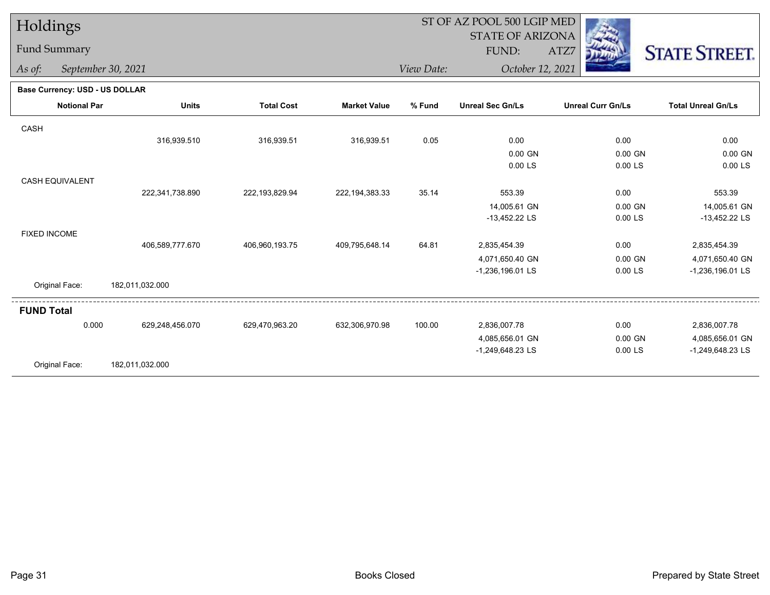# Holdings

Fund Summary

*As of:* *September 30, 2021*

ST OF AZ POOL 500 LGIP MED
STATE OF ARIZONA
FUND: ATZ7

*View Date:* *October 12, 2021*

STATE STREET.

**Base Currency: USD - US DOLLAR**

| Notional Par | Units | Total Cost | Market Value | % Fund | Unreal Sec Gn/Ls | Unreal Curr Gn/Ls | Total Unreal Gn/Ls |
|---|---|---|---|---|---|---|---|
| CASH | | | | | | | |
| | 316,939.510 | 316,939.51 | 316,939.51 | 0.05 | 0.00 | 0.00 | 0.00 |
| | | | | | 0.00 GN | 0.00 GN | 0.00 GN |
| | | | | | 0.00 LS | 0.00 LS | 0.00 LS |
| CASH EQUIVALENT | | | | | | | |
| | 222,341,738.890 | 222,193,829.94 | 222,194,383.33 | 35.14 | 553.39 | 0.00 | 553.39 |
| | | | | | 14,005.61 GN | 0.00 GN | 14,005.61 GN |
| | | | | | -13,452.22 LS | 0.00 LS | -13,452.22 LS |
| FIXED INCOME | | | | | | | |
| | 406,589,777.670 | 406,960,193.75 | 409,795,648.14 | 64.81 | 2,835,454.39 | 0.00 | 2,835,454.39 |
| | | | | | 4,071,650.40 GN | 0.00 GN | 4,071,650.40 GN |
| | | | | | -1,236,196.01 LS | 0.00 LS | -1,236,196.01 LS |
| Original Face: | 182,011,032.000 | | | | | | |
| **FUND Total** | | | | | | | |
| 0.000 | 629,248,456.070 | 629,470,963.20 | 632,306,970.98 | 100.00 | 2,836,007.78 | 0.00 | 2,836,007.78 |
| | | | | | 4,085,656.01 GN | 0.00 GN | 4,085,656.01 GN |
| | | | | | -1,249,648.23 LS | 0.00 LS | -1,249,648.23 LS |
| Original Face: | 182,011,032.000 | | | | | | |

Books Closed

Prepared by State Street